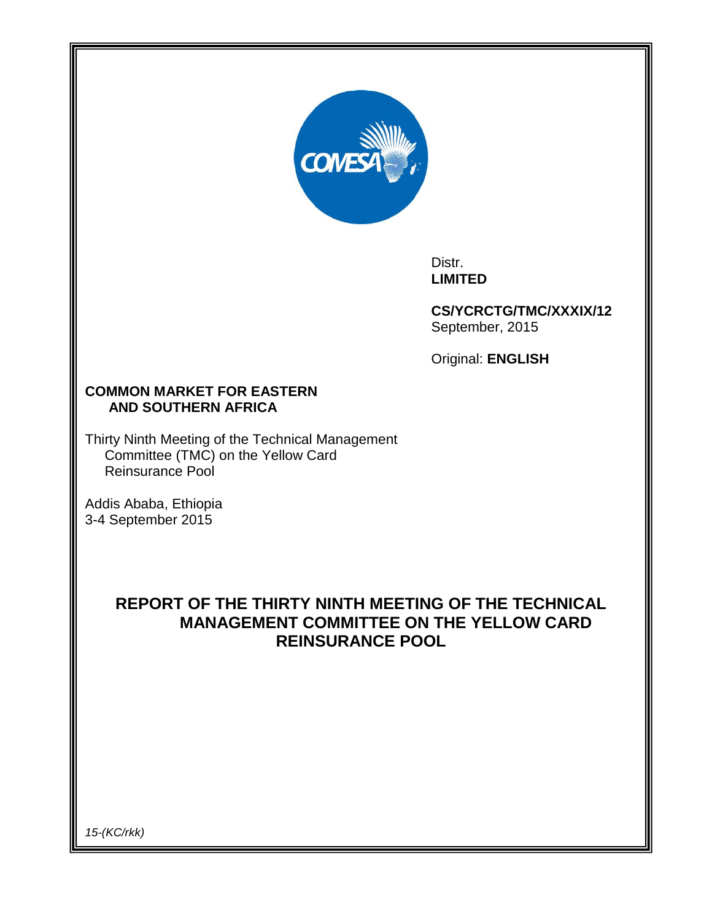Distr.
**LIMITED**

**CS/YCRCTG/TMC/XXXIX/12**
September, 2015

Original: **ENGLISH**

**COMMON MARKET FOR EASTERN AND SOUTHERN AFRICA**

Thirty Ninth Meeting of the Technical Management Committee (TMC) on the Yellow Card Reinsurance Pool

Addis Ababa, Ethiopia
3-4 September 2015

# REPORT OF THE THIRTY NINTH MEETING OF THE TECHNICAL MANAGEMENT COMMITTEE ON THE YELLOW CARD REINSURANCE POOL

*15-(KC/rkk)*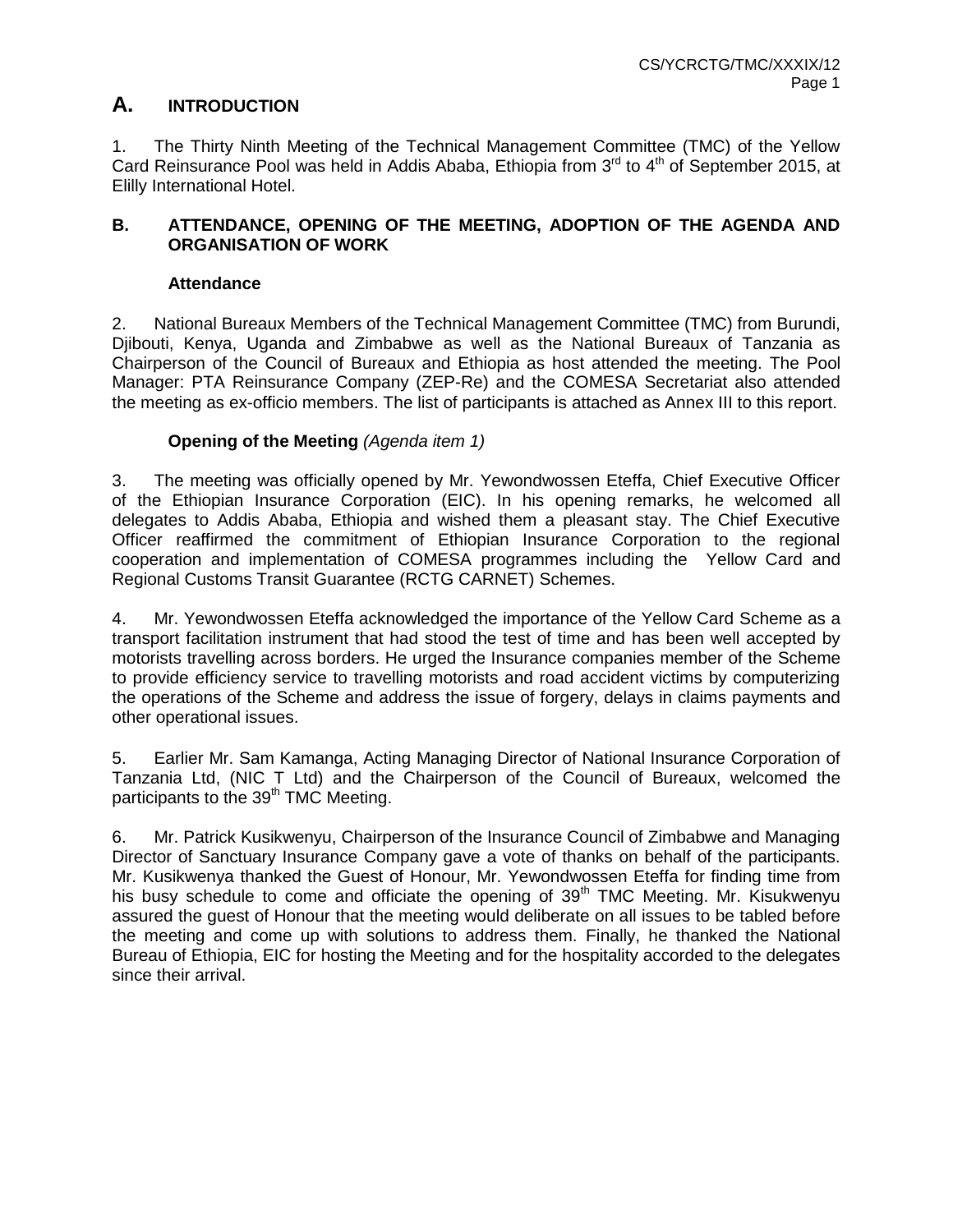## A. INTRODUCTION

1. The Thirty Ninth Meeting of the Technical Management Committee (TMC) of the Yellow Card Reinsurance Pool was held in Addis Ababa, Ethiopia from 3rd to 4th of September 2015, at Elilly International Hotel.

### B. ATTENDANCE, OPENING OF THE MEETING, ADOPTION OF THE AGENDA AND ORGANISATION OF WORK

**Attendance**

2. National Bureaux Members of the Technical Management Committee (TMC) from Burundi, Djibouti, Kenya, Uganda and Zimbabwe as well as the National Bureaux of Tanzania as Chairperson of the Council of Bureaux and Ethiopia as host attended the meeting. The Pool Manager: PTA Reinsurance Company (ZEP-Re) and the COMESA Secretariat also attended the meeting as ex-officio members. The list of participants is attached as Annex III to this report.

**Opening of the Meeting** *(Agenda item 1)*

3. The meeting was officially opened by Mr. Yewondwossen Eteffa, Chief Executive Officer of the Ethiopian Insurance Corporation (EIC). In his opening remarks, he welcomed all delegates to Addis Ababa, Ethiopia and wished them a pleasant stay. The Chief Executive Officer reaffirmed the commitment of Ethiopian Insurance Corporation to the regional cooperation and implementation of COMESA programmes including the Yellow Card and Regional Customs Transit Guarantee (RCTG CARNET) Schemes.

4. Mr. Yewondwossen Eteffa acknowledged the importance of the Yellow Card Scheme as a transport facilitation instrument that had stood the test of time and has been well accepted by motorists travelling across borders. He urged the Insurance companies member of the Scheme to provide efficiency service to travelling motorists and road accident victims by computerizing the operations of the Scheme and address the issue of forgery, delays in claims payments and other operational issues.

5. Earlier Mr. Sam Kamanga, Acting Managing Director of National Insurance Corporation of Tanzania Ltd, (NIC T Ltd) and the Chairperson of the Council of Bureaux, welcomed the participants to the 39th TMC Meeting.

6. Mr. Patrick Kusikwenyu, Chairperson of the Insurance Council of Zimbabwe and Managing Director of Sanctuary Insurance Company gave a vote of thanks on behalf of the participants. Mr. Kusikwenya thanked the Guest of Honour, Mr. Yewondwossen Eteffa for finding time from his busy schedule to come and officiate the opening of 39th TMC Meeting. Mr. Kisukwenyu assured the guest of Honour that the meeting would deliberate on all issues to be tabled before the meeting and come up with solutions to address them. Finally, he thanked the National Bureau of Ethiopia, EIC for hosting the Meeting and for the hospitality accorded to the delegates since their arrival.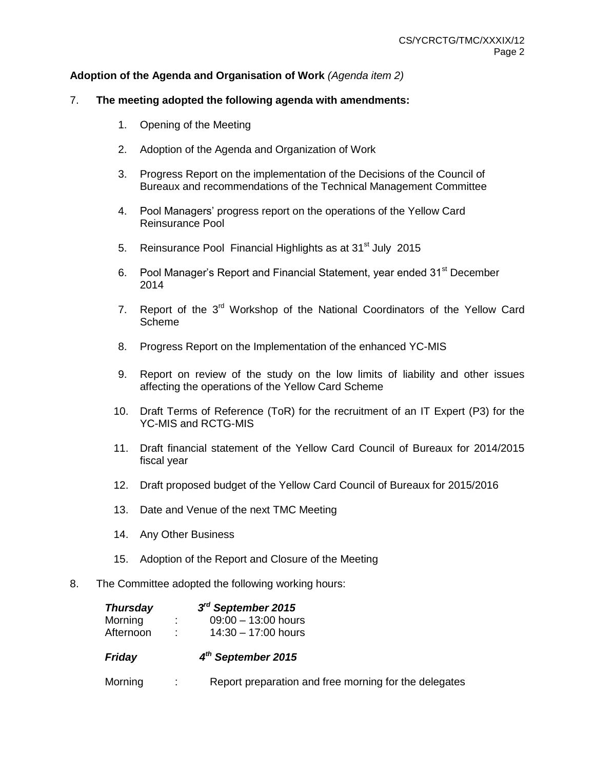**Adoption of the Agenda and Organisation of Work** *(Agenda item 2)*

7. **The meeting adopted the following agenda with amendments:**

    1. Opening of the Meeting
    2. Adoption of the Agenda and Organization of Work
    3. Progress Report on the implementation of the Decisions of the Council of Bureaux and recommendations of the Technical Management Committee
    4. Pool Managers' progress report on the operations of the Yellow Card Reinsurance Pool
    5. Reinsurance Pool Financial Highlights as at 31st July 2015
    6. Pool Manager's Report and Financial Statement, year ended 31st December 2014
    7. Report of the 3rd Workshop of the National Coordinators of the Yellow Card Scheme
    8. Progress Report on the Implementation of the enhanced YC-MIS
    9. Report on review of the study on the low limits of liability and other issues affecting the operations of the Yellow Card Scheme
    10. Draft Terms of Reference (ToR) for the recruitment of an IT Expert (P3) for the YC-MIS and RCTG-MIS
    11. Draft financial statement of the Yellow Card Council of Bureaux for 2014/2015 fiscal year
    12. Draft proposed budget of the Yellow Card Council of Bureaux for 2015/2016
    13. Date and Venue of the next TMC Meeting
    14. Any Other Business
    15. Adoption of the Report and Closure of the Meeting

8. The Committee adopted the following working hours:

| ***Thursday*** | | ***3rd September 2015*** |
|---|---|---|
| Morning | : | 09:00 – 13:00 hours |
| Afternoon | : | 14:30 – 17:00 hours |
| ***Friday*** | | ***4th September 2015*** |
| Morning | : | Report preparation and free morning for the delegates |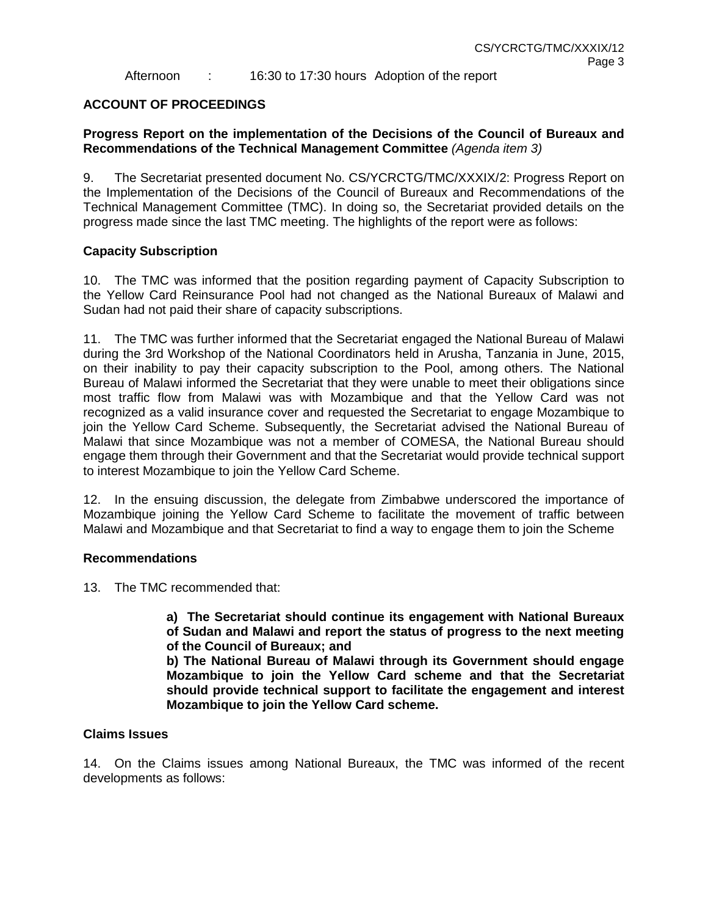Afternoon : 16:30 to 17:30 hours Adoption of the report

## ACCOUNT OF PROCEEDINGS

### Progress Report on the implementation of the Decisions of the Council of Bureaux and Recommendations of the Technical Management Committee *(Agenda item 3)*

9. The Secretariat presented document No. CS/YCRCTG/TMC/XXXIX/2: Progress Report on the Implementation of the Decisions of the Council of Bureaux and Recommendations of the Technical Management Committee (TMC). In doing so, the Secretariat provided details on the progress made since the last TMC meeting. The highlights of the report were as follows:

### Capacity Subscription

10. The TMC was informed that the position regarding payment of Capacity Subscription to the Yellow Card Reinsurance Pool had not changed as the National Bureaux of Malawi and Sudan had not paid their share of capacity subscriptions.

11. The TMC was further informed that the Secretariat engaged the National Bureau of Malawi during the 3rd Workshop of the National Coordinators held in Arusha, Tanzania in June, 2015, on their inability to pay their capacity subscription to the Pool, among others. The National Bureau of Malawi informed the Secretariat that they were unable to meet their obligations since most traffic flow from Malawi was with Mozambique and that the Yellow Card was not recognized as a valid insurance cover and requested the Secretariat to engage Mozambique to join the Yellow Card Scheme. Subsequently, the Secretariat advised the National Bureau of Malawi that since Mozambique was not a member of COMESA, the National Bureau should engage them through their Government and that the Secretariat would provide technical support to interest Mozambique to join the Yellow Card Scheme.

12. In the ensuing discussion, the delegate from Zimbabwe underscored the importance of Mozambique joining the Yellow Card Scheme to facilitate the movement of traffic between Malawi and Mozambique and that Secretariat to find a way to engage them to join the Scheme

### Recommendations

13. The TMC recommended that:

> **a) The Secretariat should continue its engagement with National Bureaux of Sudan and Malawi and report the status of progress to the next meeting of the Council of Bureaux; and**
>
> **b) The National Bureau of Malawi through its Government should engage Mozambique to join the Yellow Card scheme and that the Secretariat should provide technical support to facilitate the engagement and interest Mozambique to join the Yellow Card scheme.**

### Claims Issues

14. On the Claims issues among National Bureaux, the TMC was informed of the recent developments as follows: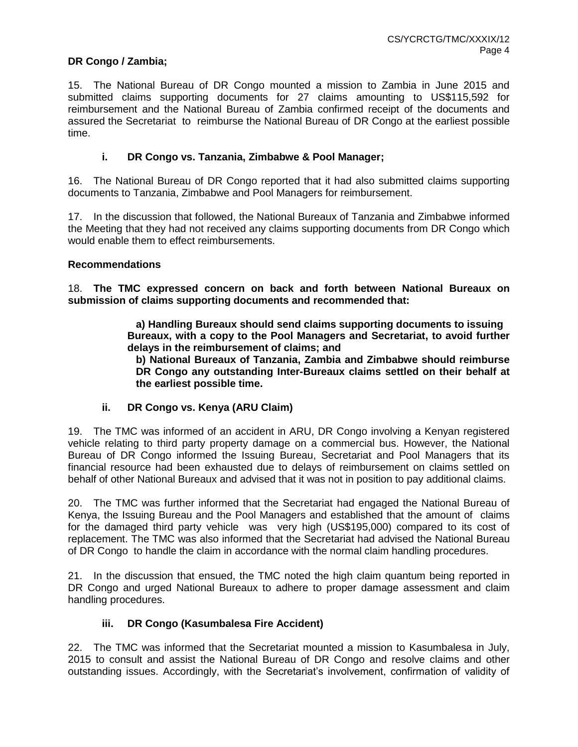**DR Congo / Zambia;**

15. The National Bureau of DR Congo mounted a mission to Zambia in June 2015 and submitted claims supporting documents for 27 claims amounting to US$115,592 for reimbursement and the National Bureau of Zambia confirmed receipt of the documents and assured the Secretariat to reimburse the National Bureau of DR Congo at the earliest possible time.

**i. DR Congo vs. Tanzania, Zimbabwe & Pool Manager;**

16. The National Bureau of DR Congo reported that it had also submitted claims supporting documents to Tanzania, Zimbabwe and Pool Managers for reimbursement.

17. In the discussion that followed, the National Bureaux of Tanzania and Zimbabwe informed the Meeting that they had not received any claims supporting documents from DR Congo which would enable them to effect reimbursements.

**Recommendations**

18. **The TMC expressed concern on back and forth between National Bureaux on submission of claims supporting documents and recommended that:**

> **a) Handling Bureaux should send claims supporting documents to issuing Bureaux, with a copy to the Pool Managers and Secretariat, to avoid further delays in the reimbursement of claims; and**
>
> **b) National Bureaux of Tanzania, Zambia and Zimbabwe should reimburse DR Congo any outstanding Inter-Bureaux claims settled on their behalf at the earliest possible time.**

**ii. DR Congo vs. Kenya (ARU Claim)**

19. The TMC was informed of an accident in ARU, DR Congo involving a Kenyan registered vehicle relating to third party property damage on a commercial bus. However, the National Bureau of DR Congo informed the Issuing Bureau, Secretariat and Pool Managers that its financial resource had been exhausted due to delays of reimbursement on claims settled on behalf of other National Bureaux and advised that it was not in position to pay additional claims.

20. The TMC was further informed that the Secretariat had engaged the National Bureau of Kenya, the Issuing Bureau and the Pool Managers and established that the amount of claims for the damaged third party vehicle was very high (US$195,000) compared to its cost of replacement. The TMC was also informed that the Secretariat had advised the National Bureau of DR Congo to handle the claim in accordance with the normal claim handling procedures.

21. In the discussion that ensued, the TMC noted the high claim quantum being reported in DR Congo and urged National Bureaux to adhere to proper damage assessment and claim handling procedures.

**iii. DR Congo (Kasumbalesa Fire Accident)**

22. The TMC was informed that the Secretariat mounted a mission to Kasumbalesa in July, 2015 to consult and assist the National Bureau of DR Congo and resolve claims and other outstanding issues. Accordingly, with the Secretariat's involvement, confirmation of validity of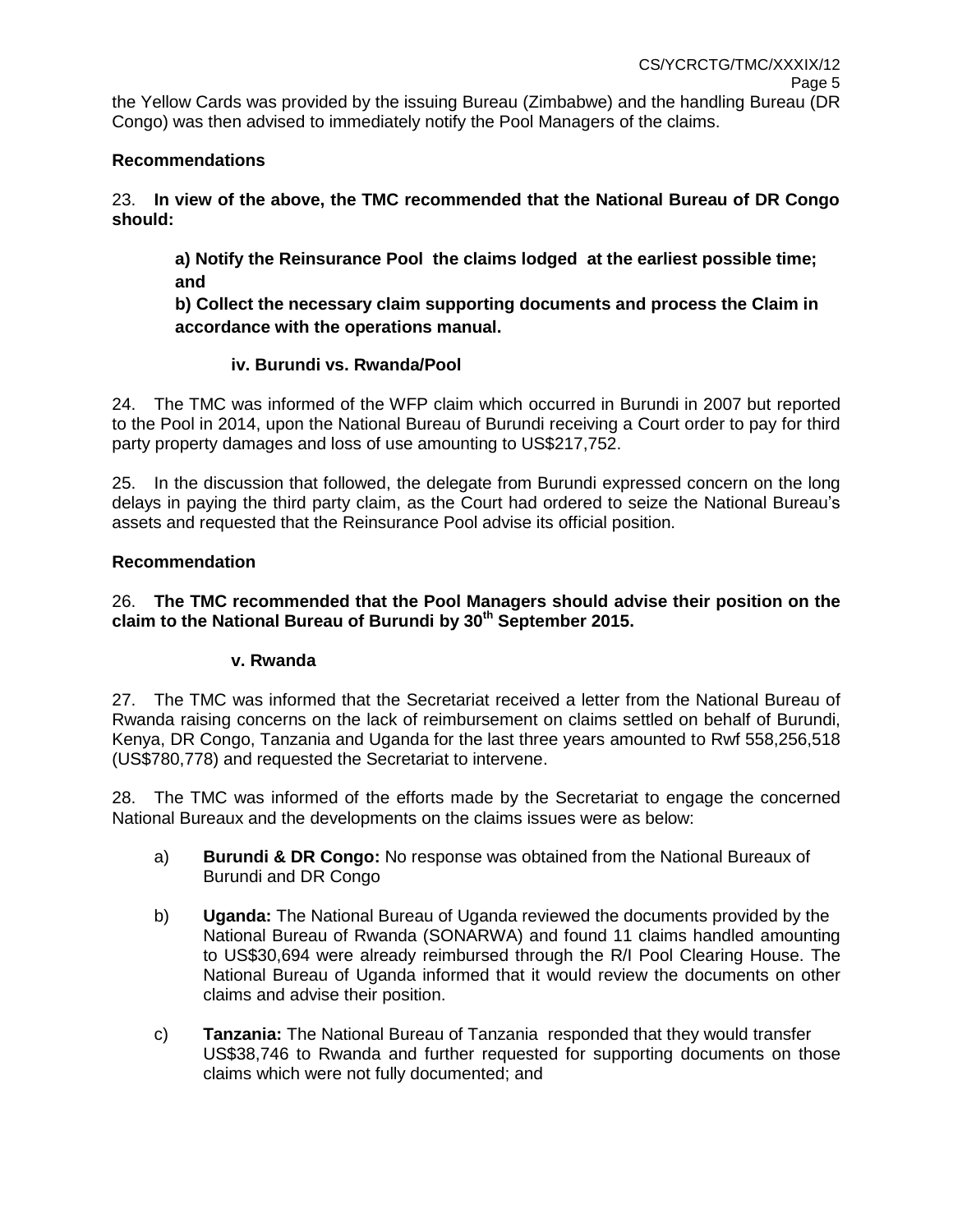the Yellow Cards was provided by the issuing Bureau (Zimbabwe) and the handling Bureau (DR Congo) was then advised to immediately notify the Pool Managers of the claims.

**Recommendations**

23. **In view of the above, the TMC recommended that the National Bureau of DR Congo should:**

> **a) Notify the Reinsurance Pool the claims lodged at the earliest possible time; and**
>
> **b) Collect the necessary claim supporting documents and process the Claim in accordance with the operations manual.**

**iv. Burundi vs. Rwanda/Pool**

24. The TMC was informed of the WFP claim which occurred in Burundi in 2007 but reported to the Pool in 2014, upon the National Bureau of Burundi receiving a Court order to pay for third party property damages and loss of use amounting to US$217,752.

25. In the discussion that followed, the delegate from Burundi expressed concern on the long delays in paying the third party claim, as the Court had ordered to seize the National Bureau's assets and requested that the Reinsurance Pool advise its official position.

**Recommendation**

26. **The TMC recommended that the Pool Managers should advise their position on the claim to the National Bureau of Burundi by 30th September 2015.**

**v. Rwanda**

27. The TMC was informed that the Secretariat received a letter from the National Bureau of Rwanda raising concerns on the lack of reimbursement on claims settled on behalf of Burundi, Kenya, DR Congo, Tanzania and Uganda for the last three years amounted to Rwf 558,256,518 (US$780,778) and requested the Secretariat to intervene.

28. The TMC was informed of the efforts made by the Secretariat to engage the concerned National Bureaux and the developments on the claims issues were as below:

a) **Burundi & DR Congo:** No response was obtained from the National Bureaux of Burundi and DR Congo

b) **Uganda:** The National Bureau of Uganda reviewed the documents provided by the National Bureau of Rwanda (SONARWA) and found 11 claims handled amounting to US$30,694 were already reimbursed through the R/I Pool Clearing House. The National Bureau of Uganda informed that it would review the documents on other claims and advise their position.

c) **Tanzania:** The National Bureau of Tanzania responded that they would transfer US$38,746 to Rwanda and further requested for supporting documents on those claims which were not fully documented; and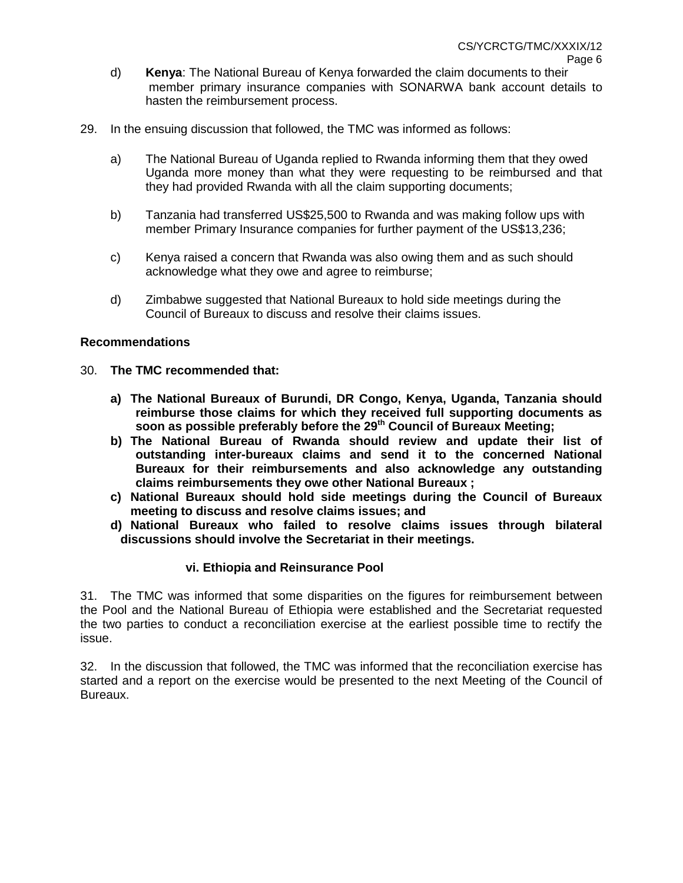d) **Kenya**: The National Bureau of Kenya forwarded the claim documents to their member primary insurance companies with SONARWA bank account details to hasten the reimbursement process.

29. In the ensuing discussion that followed, the TMC was informed as follows:

a) The National Bureau of Uganda replied to Rwanda informing them that they owed Uganda more money than what they were requesting to be reimbursed and that they had provided Rwanda with all the claim supporting documents;

b) Tanzania had transferred US$25,500 to Rwanda and was making follow ups with member Primary Insurance companies for further payment of the US$13,236;

c) Kenya raised a concern that Rwanda was also owing them and as such should acknowledge what they owe and agree to reimburse;

d) Zimbabwe suggested that National Bureaux to hold side meetings during the Council of Bureaux to discuss and resolve their claims issues.

**Recommendations**

30. **The TMC recommended that:**

**a) The National Bureaux of Burundi, DR Congo, Kenya, Uganda, Tanzania should reimburse those claims for which they received full supporting documents as soon as possible preferably before the 29th Council of Bureaux Meeting;**

**b) The National Bureau of Rwanda should review and update their list of outstanding inter-bureaux claims and send it to the concerned National Bureaux for their reimbursements and also acknowledge any outstanding claims reimbursements they owe other National Bureaux ;**

**c) National Bureaux should hold side meetings during the Council of Bureaux meeting to discuss and resolve claims issues; and**

**d) National Bureaux who failed to resolve claims issues through bilateral discussions should involve the Secretariat in their meetings.**

**vi. Ethiopia and Reinsurance Pool**

31. The TMC was informed that some disparities on the figures for reimbursement between the Pool and the National Bureau of Ethiopia were established and the Secretariat requested the two parties to conduct a reconciliation exercise at the earliest possible time to rectify the issue.

32. In the discussion that followed, the TMC was informed that the reconciliation exercise has started and a report on the exercise would be presented to the next Meeting of the Council of Bureaux.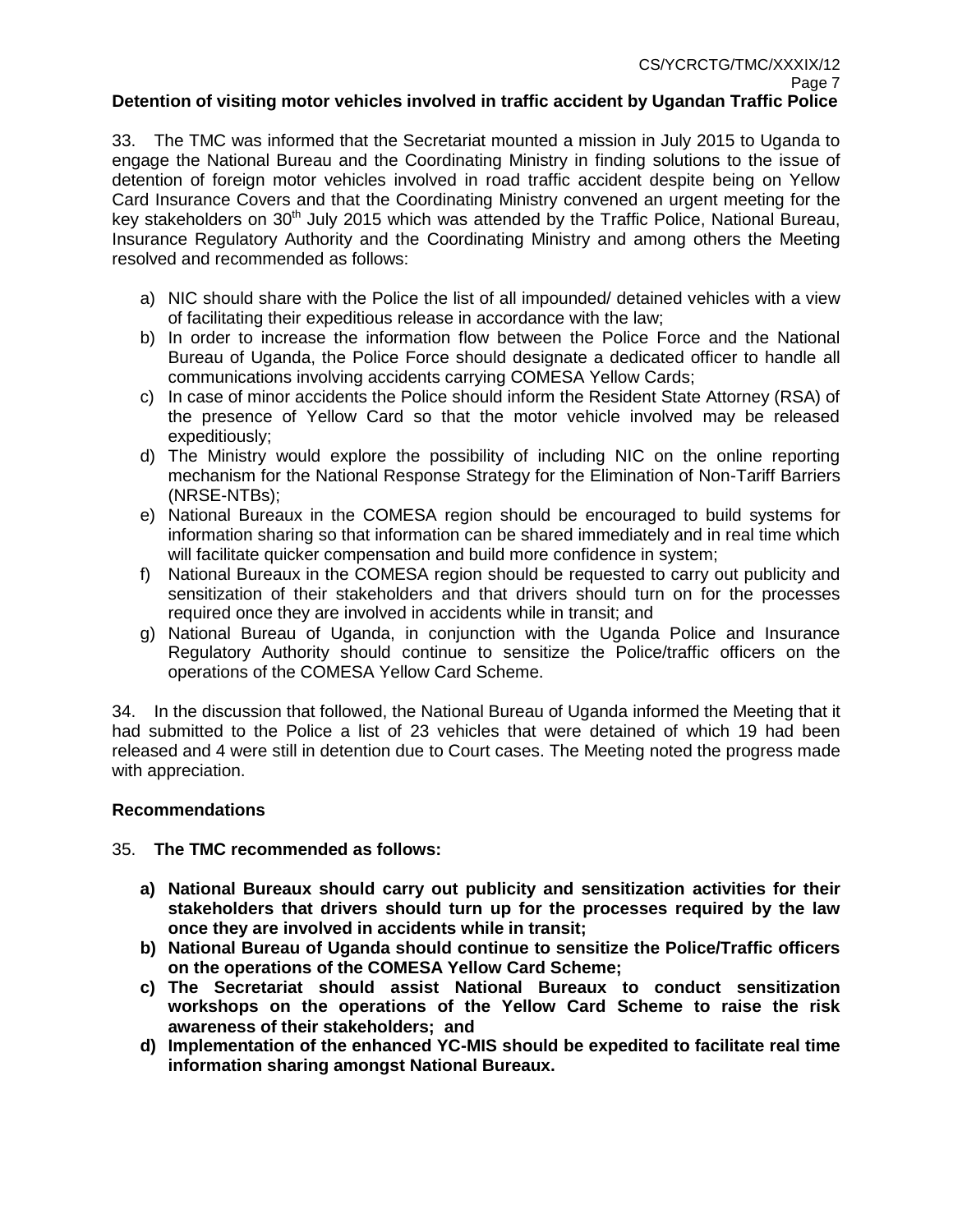**Detention of visiting motor vehicles involved in traffic accident by Ugandan Traffic Police**

33. The TMC was informed that the Secretariat mounted a mission in July 2015 to Uganda to engage the National Bureau and the Coordinating Ministry in finding solutions to the issue of detention of foreign motor vehicles involved in road traffic accident despite being on Yellow Card Insurance Covers and that the Coordinating Ministry convened an urgent meeting for the key stakeholders on 30th July 2015 which was attended by the Traffic Police, National Bureau, Insurance Regulatory Authority and the Coordinating Ministry and among others the Meeting resolved and recommended as follows:

a) NIC should share with the Police the list of all impounded/ detained vehicles with a view of facilitating their expeditious release in accordance with the law;
b) In order to increase the information flow between the Police Force and the National Bureau of Uganda, the Police Force should designate a dedicated officer to handle all communications involving accidents carrying COMESA Yellow Cards;
c) In case of minor accidents the Police should inform the Resident State Attorney (RSA) of the presence of Yellow Card so that the motor vehicle involved may be released expeditiously;
d) The Ministry would explore the possibility of including NIC on the online reporting mechanism for the National Response Strategy for the Elimination of Non-Tariff Barriers (NRSE-NTBs);
e) National Bureaux in the COMESA region should be encouraged to build systems for information sharing so that information can be shared immediately and in real time which will facilitate quicker compensation and build more confidence in system;
f) National Bureaux in the COMESA region should be requested to carry out publicity and sensitization of their stakeholders and that drivers should turn on for the processes required once they are involved in accidents while in transit; and
g) National Bureau of Uganda, in conjunction with the Uganda Police and Insurance Regulatory Authority should continue to sensitize the Police/traffic officers on the operations of the COMESA Yellow Card Scheme.

34. In the discussion that followed, the National Bureau of Uganda informed the Meeting that it had submitted to the Police a list of 23 vehicles that were detained of which 19 had been released and 4 were still in detention due to Court cases. The Meeting noted the progress made with appreciation.

**Recommendations**

35. **The TMC recommended as follows:**

**a) National Bureaux should carry out publicity and sensitization activities for their stakeholders that drivers should turn up for the processes required by the law once they are involved in accidents while in transit;**
**b) National Bureau of Uganda should continue to sensitize the Police/Traffic officers on the operations of the COMESA Yellow Card Scheme;**
**c) The Secretariat should assist National Bureaux to conduct sensitization workshops on the operations of the Yellow Card Scheme to raise the risk awareness of their stakeholders; and**
**d) Implementation of the enhanced YC-MIS should be expedited to facilitate real time information sharing amongst National Bureaux.**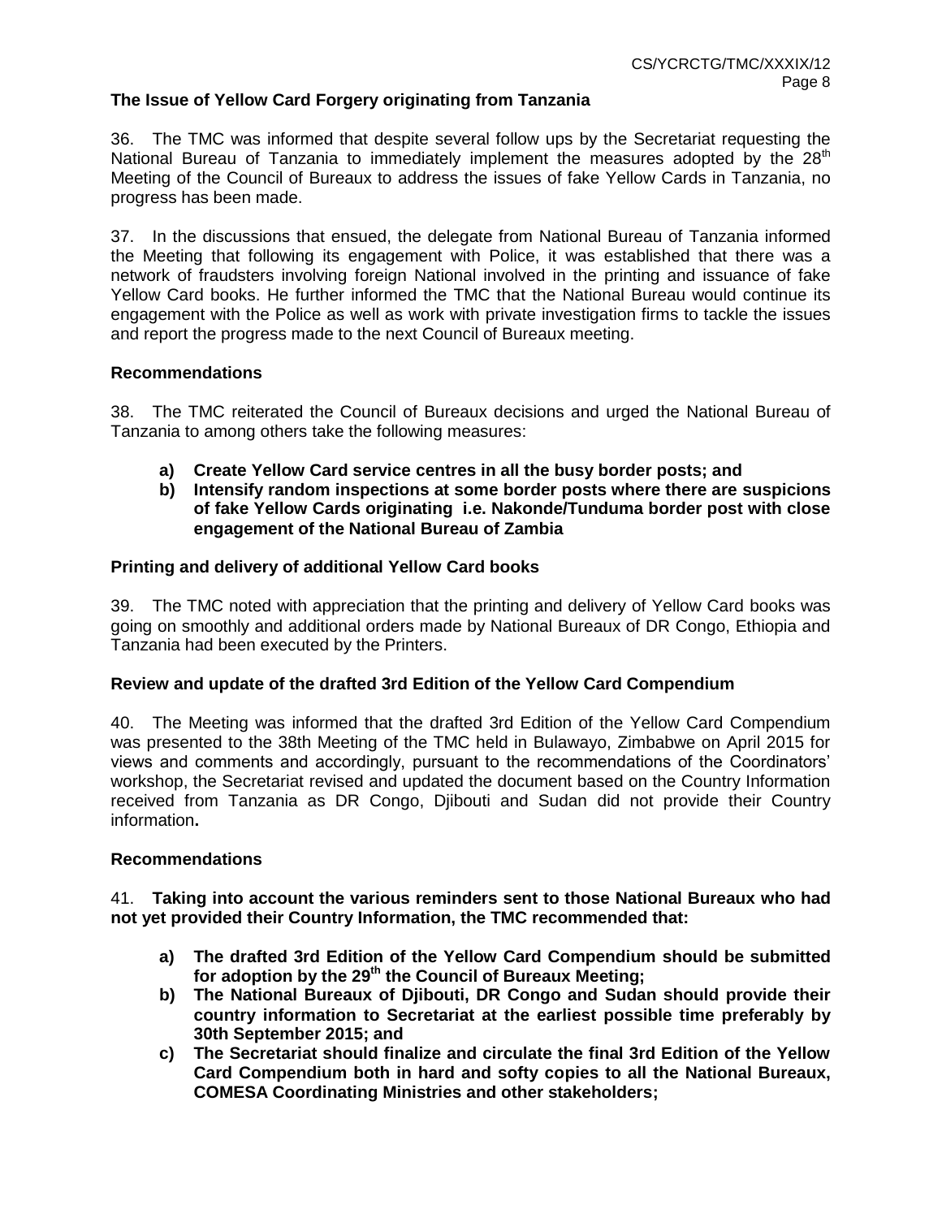**The Issue of Yellow Card Forgery originating from Tanzania**

36. The TMC was informed that despite several follow ups by the Secretariat requesting the National Bureau of Tanzania to immediately implement the measures adopted by the 28th Meeting of the Council of Bureaux to address the issues of fake Yellow Cards in Tanzania, no progress has been made.

37. In the discussions that ensued, the delegate from National Bureau of Tanzania informed the Meeting that following its engagement with Police, it was established that there was a network of fraudsters involving foreign National involved in the printing and issuance of fake Yellow Card books. He further informed the TMC that the National Bureau would continue its engagement with the Police as well as work with private investigation firms to tackle the issues and report the progress made to the next Council of Bureaux meeting.

**Recommendations**

38. The TMC reiterated the Council of Bureaux decisions and urged the National Bureau of Tanzania to among others take the following measures:

- **a) Create Yellow Card service centres in all the busy border posts; and**
- **b) Intensify random inspections at some border posts where there are suspicions of fake Yellow Cards originating i.e. Nakonde/Tunduma border post with close engagement of the National Bureau of Zambia**

**Printing and delivery of additional Yellow Card books**

39. The TMC noted with appreciation that the printing and delivery of Yellow Card books was going on smoothly and additional orders made by National Bureaux of DR Congo, Ethiopia and Tanzania had been executed by the Printers.

**Review and update of the drafted 3rd Edition of the Yellow Card Compendium**

40. The Meeting was informed that the drafted 3rd Edition of the Yellow Card Compendium was presented to the 38th Meeting of the TMC held in Bulawayo, Zimbabwe on April 2015 for views and comments and accordingly, pursuant to the recommendations of the Coordinators' workshop, the Secretariat revised and updated the document based on the Country Information received from Tanzania as DR Congo, Djibouti and Sudan did not provide their Country information**.**

**Recommendations**

41. **Taking into account the various reminders sent to those National Bureaux who had not yet provided their Country Information, the TMC recommended that:**

- **a) The drafted 3rd Edition of the Yellow Card Compendium should be submitted for adoption by the 29th the Council of Bureaux Meeting;**
- **b) The National Bureaux of Djibouti, DR Congo and Sudan should provide their country information to Secretariat at the earliest possible time preferably by 30th September 2015; and**
- **c) The Secretariat should finalize and circulate the final 3rd Edition of the Yellow Card Compendium both in hard and softy copies to all the National Bureaux, COMESA Coordinating Ministries and other stakeholders;**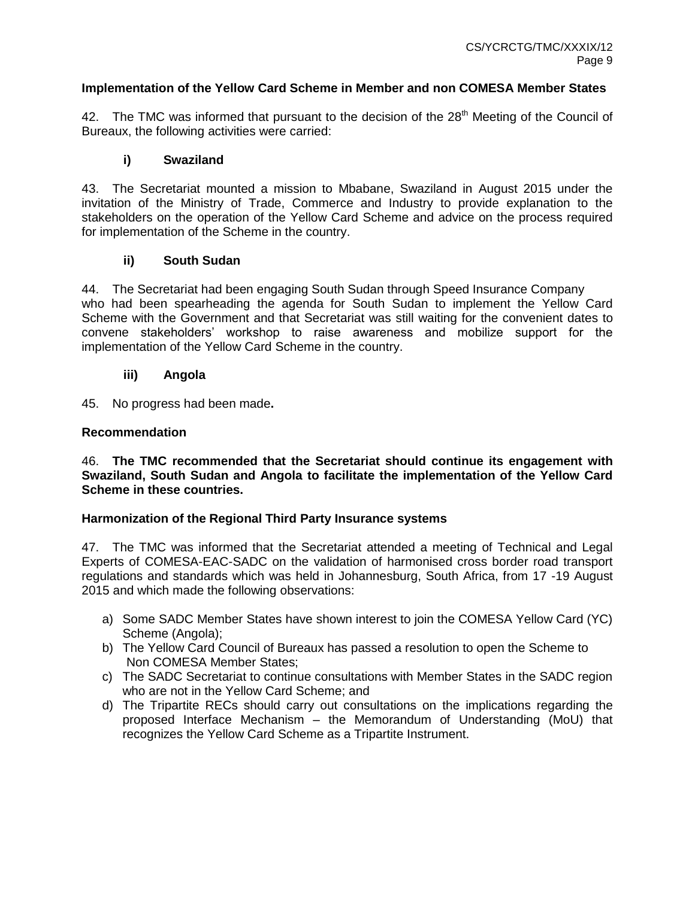**Implementation of the Yellow Card Scheme in Member and non COMESA Member States**

42. The TMC was informed that pursuant to the decision of the 28th Meeting of the Council of Bureaux, the following activities were carried:

**i) Swaziland**

43. The Secretariat mounted a mission to Mbabane, Swaziland in August 2015 under the invitation of the Ministry of Trade, Commerce and Industry to provide explanation to the stakeholders on the operation of the Yellow Card Scheme and advice on the process required for implementation of the Scheme in the country.

**ii) South Sudan**

44. The Secretariat had been engaging South Sudan through Speed Insurance Company who had been spearheading the agenda for South Sudan to implement the Yellow Card Scheme with the Government and that Secretariat was still waiting for the convenient dates to convene stakeholders' workshop to raise awareness and mobilize support for the implementation of the Yellow Card Scheme in the country.

**iii) Angola**

45. No progress had been made**.**

**Recommendation**

46. **The TMC recommended that the Secretariat should continue its engagement with Swaziland, South Sudan and Angola to facilitate the implementation of the Yellow Card Scheme in these countries.**

**Harmonization of the Regional Third Party Insurance systems**

47. The TMC was informed that the Secretariat attended a meeting of Technical and Legal Experts of COMESA-EAC-SADC on the validation of harmonised cross border road transport regulations and standards which was held in Johannesburg, South Africa, from 17 -19 August 2015 and which made the following observations:

a) Some SADC Member States have shown interest to join the COMESA Yellow Card (YC) Scheme (Angola);
b) The Yellow Card Council of Bureaux has passed a resolution to open the Scheme to Non COMESA Member States;
c) The SADC Secretariat to continue consultations with Member States in the SADC region who are not in the Yellow Card Scheme; and
d) The Tripartite RECs should carry out consultations on the implications regarding the proposed Interface Mechanism – the Memorandum of Understanding (MoU) that recognizes the Yellow Card Scheme as a Tripartite Instrument.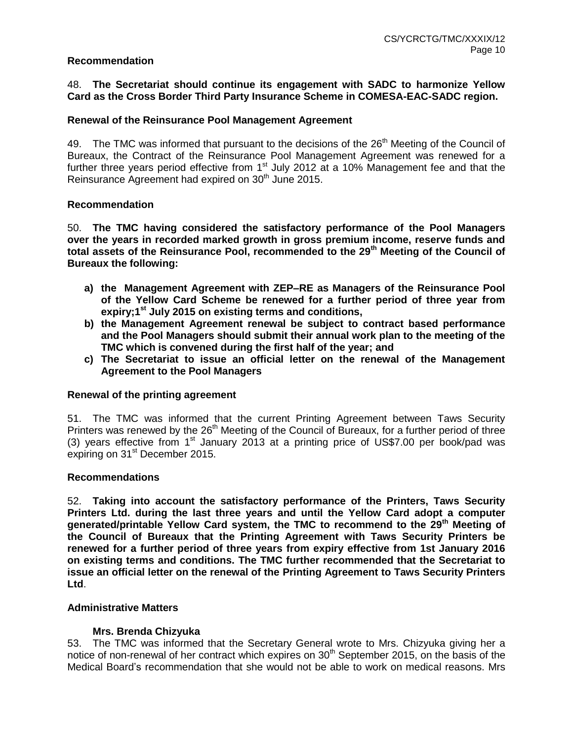**Recommendation**

48. **The Secretariat should continue its engagement with SADC to harmonize Yellow Card as the Cross Border Third Party Insurance Scheme in COMESA-EAC-SADC region.**

**Renewal of the Reinsurance Pool Management Agreement**

49. The TMC was informed that pursuant to the decisions of the 26th Meeting of the Council of Bureaux, the Contract of the Reinsurance Pool Management Agreement was renewed for a further three years period effective from 1st July 2012 at a 10% Management fee and that the Reinsurance Agreement had expired on 30th June 2015.

**Recommendation**

50. **The TMC having considered the satisfactory performance of the Pool Managers over the years in recorded marked growth in gross premium income, reserve funds and total assets of the Reinsurance Pool, recommended to the 29th Meeting of the Council of Bureaux the following:**

- **a) the Management Agreement with ZEP–RE as Managers of the Reinsurance Pool of the Yellow Card Scheme be renewed for a further period of three year from expiry;1st July 2015 on existing terms and conditions,**
- **b) the Management Agreement renewal be subject to contract based performance and the Pool Managers should submit their annual work plan to the meeting of the TMC which is convened during the first half of the year; and**
- **c) The Secretariat to issue an official letter on the renewal of the Management Agreement to the Pool Managers**

**Renewal of the printing agreement**

51. The TMC was informed that the current Printing Agreement between Taws Security Printers was renewed by the 26th Meeting of the Council of Bureaux, for a further period of three (3) years effective from 1st January 2013 at a printing price of US$7.00 per book/pad was expiring on 31st December 2015.

**Recommendations**

52. **Taking into account the satisfactory performance of the Printers, Taws Security Printers Ltd. during the last three years and until the Yellow Card adopt a computer generated/printable Yellow Card system, the TMC to recommend to the 29th Meeting of the Council of Bureaux that the Printing Agreement with Taws Security Printers be renewed for a further period of three years from expiry effective from 1st January 2016 on existing terms and conditions. The TMC further recommended that the Secretariat to issue an official letter on the renewal of the Printing Agreement to Taws Security Printers Ltd**.

**Administrative Matters**

**Mrs. Brenda Chizyuka**

53. The TMC was informed that the Secretary General wrote to Mrs. Chizyuka giving her a notice of non-renewal of her contract which expires on 30th September 2015, on the basis of the Medical Board's recommendation that she would not be able to work on medical reasons. Mrs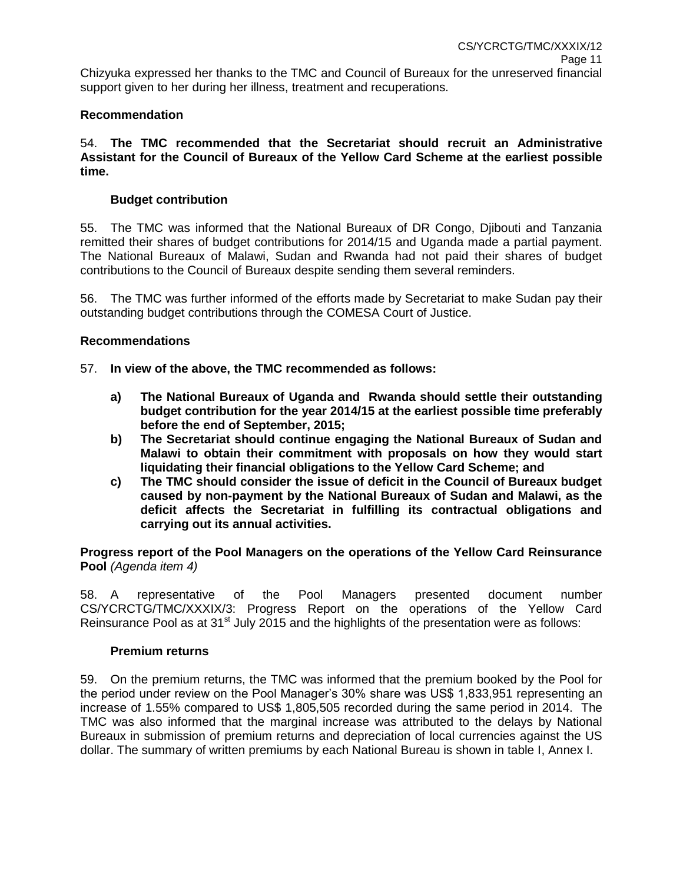Chizyuka expressed her thanks to the TMC and Council of Bureaux for the unreserved financial support given to her during her illness, treatment and recuperations.

**Recommendation**

54. **The TMC recommended that the Secretariat should recruit an Administrative Assistant for the Council of Bureaux of the Yellow Card Scheme at the earliest possible time.**

**Budget contribution**

55. The TMC was informed that the National Bureaux of DR Congo, Djibouti and Tanzania remitted their shares of budget contributions for 2014/15 and Uganda made a partial payment. The National Bureaux of Malawi, Sudan and Rwanda had not paid their shares of budget contributions to the Council of Bureaux despite sending them several reminders.

56. The TMC was further informed of the efforts made by Secretariat to make Sudan pay their outstanding budget contributions through the COMESA Court of Justice.

**Recommendations**

57. **In view of the above, the TMC recommended as follows:**

- **a) The National Bureaux of Uganda and Rwanda should settle their outstanding budget contribution for the year 2014/15 at the earliest possible time preferably before the end of September, 2015;**
- **b) The Secretariat should continue engaging the National Bureaux of Sudan and Malawi to obtain their commitment with proposals on how they would start liquidating their financial obligations to the Yellow Card Scheme; and**
- **c) The TMC should consider the issue of deficit in the Council of Bureaux budget caused by non-payment by the National Bureaux of Sudan and Malawi, as the deficit affects the Secretariat in fulfilling its contractual obligations and carrying out its annual activities.**

**Progress report of the Pool Managers on the operations of the Yellow Card Reinsurance Pool** *(Agenda item 4)*

58. A representative of the Pool Managers presented document number CS/YCRCTG/TMC/XXXIX/3: Progress Report on the operations of the Yellow Card Reinsurance Pool as at 31st July 2015 and the highlights of the presentation were as follows:

**Premium returns**

59. On the premium returns, the TMC was informed that the premium booked by the Pool for the period under review on the Pool Manager's 30% share was US$ 1,833,951 representing an increase of 1.55% compared to US$ 1,805,505 recorded during the same period in 2014. The TMC was also informed that the marginal increase was attributed to the delays by National Bureaux in submission of premium returns and depreciation of local currencies against the US dollar. The summary of written premiums by each National Bureau is shown in table I, Annex I.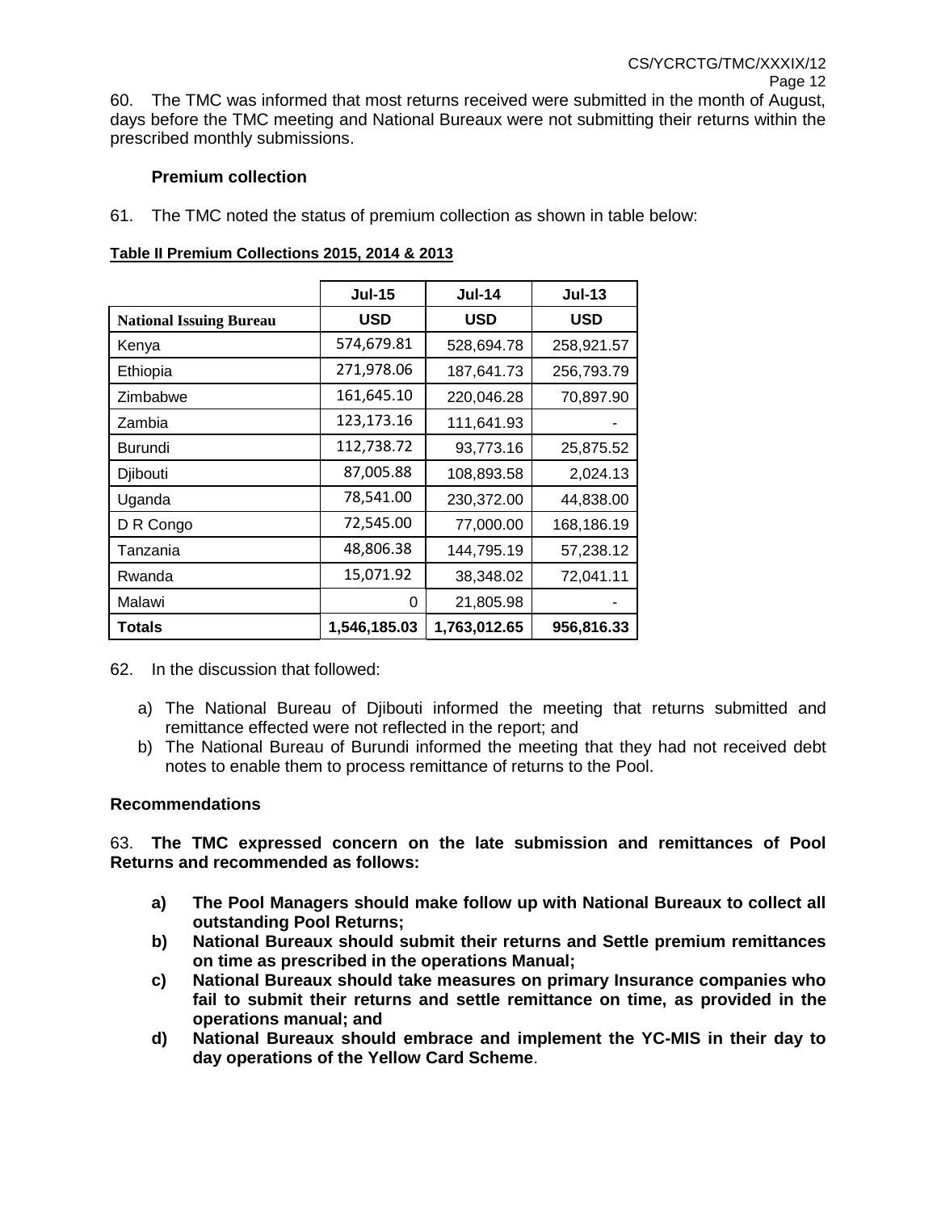60. The TMC was informed that most returns received were submitted in the month of August, days before the TMC meeting and National Bureaux were not submitting their returns within the prescribed monthly submissions.

### Premium collection

61. The TMC noted the status of premium collection as shown in table below:

**Table II Premium Collections 2015, 2014 & 2013**

| | Jul-15 | Jul-14 | Jul-13 |
|---|---|---|---|
| **National Issuing Bureau** | **USD** | **USD** | **USD** |
| Kenya | 574,679.81 | 528,694.78 | 258,921.57 |
| Ethiopia | 271,978.06 | 187,641.73 | 256,793.79 |
| Zimbabwe | 161,645.10 | 220,046.28 | 70,897.90 |
| Zambia | 123,173.16 | 111,641.93 | - |
| Burundi | 112,738.72 | 93,773.16 | 25,875.52 |
| Djibouti | 87,005.88 | 108,893.58 | 2,024.13 |
| Uganda | 78,541.00 | 230,372.00 | 44,838.00 |
| D R Congo | 72,545.00 | 77,000.00 | 168,186.19 |
| Tanzania | 48,806.38 | 144,795.19 | 57,238.12 |
| Rwanda | 15,071.92 | 38,348.02 | 72,041.11 |
| Malawi | 0 | 21,805.98 | - |
| **Totals** | **1,546,185.03** | **1,763,012.65** | **956,816.33** |

62. In the discussion that followed:

a) The National Bureau of Djibouti informed the meeting that returns submitted and remittance effected were not reflected in the report; and
b) The National Bureau of Burundi informed the meeting that they had not received debt notes to enable them to process remittance of returns to the Pool.

### Recommendations

63. **The TMC expressed concern on the late submission and remittances of Pool Returns and recommended as follows:**

**a) The Pool Managers should make follow up with National Bureaux to collect all outstanding Pool Returns;**
**b) National Bureaux should submit their returns and Settle premium remittances on time as prescribed in the operations Manual;**
**c) National Bureaux should take measures on primary Insurance companies who fail to submit their returns and settle remittance on time, as provided in the operations manual; and**
**d) National Bureaux should embrace and implement the YC-MIS in their day to day operations of the Yellow Card Scheme**.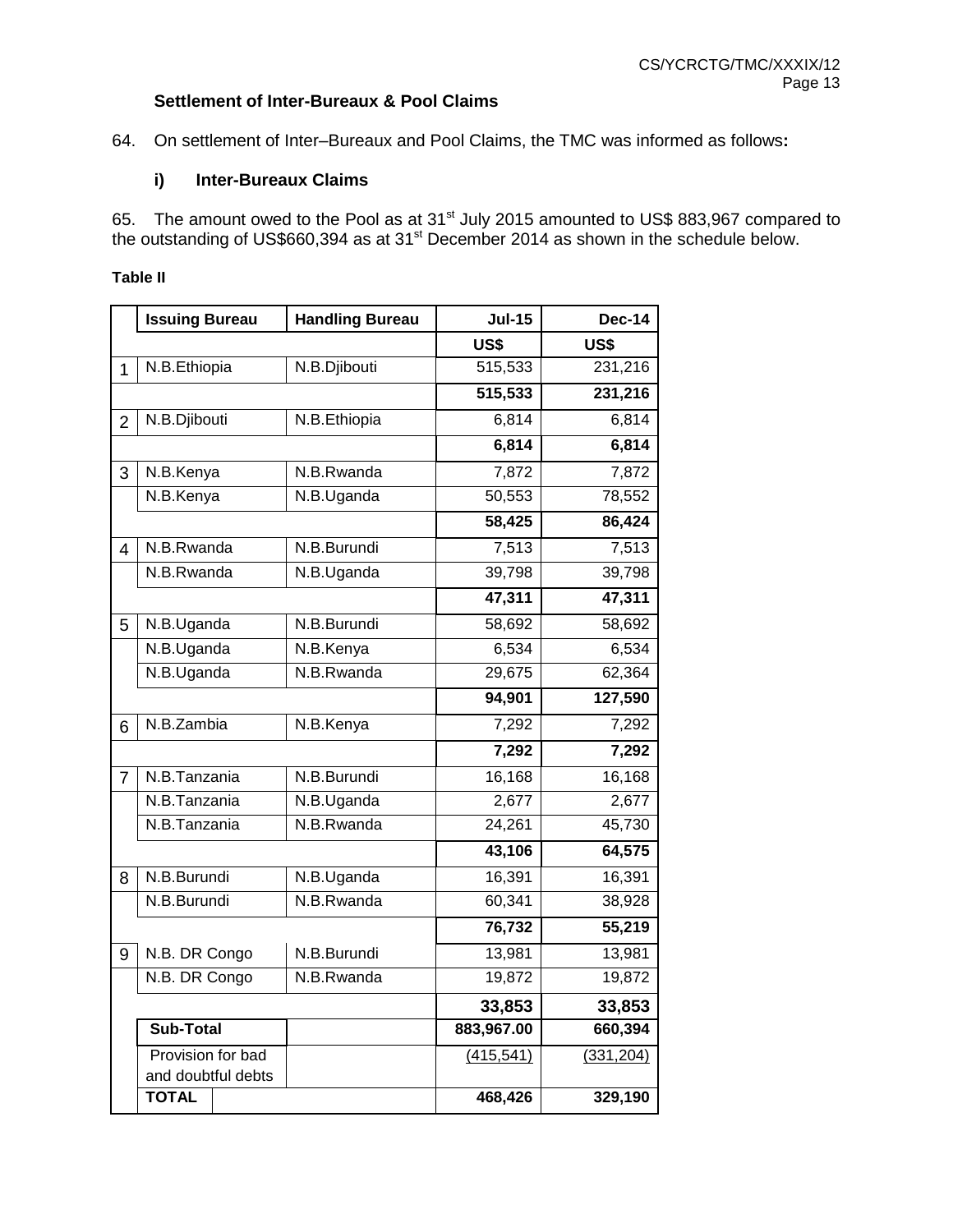### Settlement of Inter-Bureaux & Pool Claims

64. On settlement of Inter–Bureaux and Pool Claims, the TMC was informed as follows**:**

#### i) Inter-Bureaux Claims

65. The amount owed to the Pool as at 31st July 2015 amounted to US$ 883,967 compared to the outstanding of US$660,394 as at 31st December 2014 as shown in the schedule below.

**Table II**

| | Issuing Bureau | Handling Bureau | Jul-15 | Dec-14 |
|---|---|---|---|---|
| | | | US$ | US$ |
| 1 | N.B.Ethiopia | N.B.Djibouti | 515,533 | 231,216 |
| | | | **515,533** | **231,216** |
| 2 | N.B.Djibouti | N.B.Ethiopia | 6,814 | 6,814 |
| | | | **6,814** | **6,814** |
| 3 | N.B.Kenya | N.B.Rwanda | 7,872 | 7,872 |
| | N.B.Kenya | N.B.Uganda | 50,553 | 78,552 |
| | | | **58,425** | **86,424** |
| 4 | N.B.Rwanda | N.B.Burundi | 7,513 | 7,513 |
| | N.B.Rwanda | N.B.Uganda | 39,798 | 39,798 |
| | | | **47,311** | **47,311** |
| 5 | N.B.Uganda | N.B.Burundi | 58,692 | 58,692 |
| | N.B.Uganda | N.B.Kenya | 6,534 | 6,534 |
| | N.B.Uganda | N.B.Rwanda | 29,675 | 62,364 |
| | | | **94,901** | **127,590** |
| 6 | N.B.Zambia | N.B.Kenya | 7,292 | 7,292 |
| | | | **7,292** | **7,292** |
| 7 | N.B.Tanzania | N.B.Burundi | 16,168 | 16,168 |
| | N.B.Tanzania | N.B.Uganda | 2,677 | 2,677 |
| | N.B.Tanzania | N.B.Rwanda | 24,261 | 45,730 |
| | | | **43,106** | **64,575** |
| 8 | N.B.Burundi | N.B.Uganda | 16,391 | 16,391 |
| | N.B.Burundi | N.B.Rwanda | 60,341 | 38,928 |
| | | | **76,732** | **55,219** |
| 9 | N.B. DR Congo | N.B.Burundi | 13,981 | 13,981 |
| | N.B. DR Congo | N.B.Rwanda | 19,872 | 19,872 |
| | | | **33,853** | **33,853** |
| | **Sub-Total** | | **883,967.00** | **660,394** |
| | Provision for bad and doubtful debts | | (415,541) | (331,204) |
| | **TOTAL** | | **468,426** | **329,190** |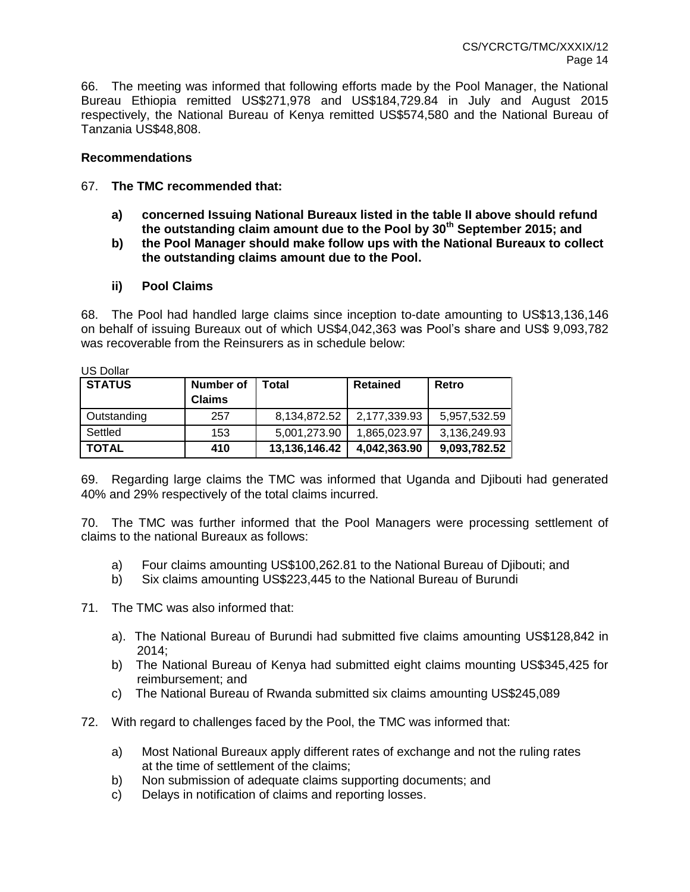66. The meeting was informed that following efforts made by the Pool Manager, the National Bureau Ethiopia remitted US$271,978 and US$184,729.84 in July and August 2015 respectively, the National Bureau of Kenya remitted US$574,580 and the National Bureau of Tanzania US$48,808.

**Recommendations**

67. **The TMC recommended that:**

- **a) concerned Issuing National Bureaux listed in the table II above should refund the outstanding claim amount due to the Pool by 30th September 2015; and**
- **b) the Pool Manager should make follow ups with the National Bureaux to collect the outstanding claims amount due to the Pool.**

**ii) Pool Claims**

68. The Pool had handled large claims since inception to-date amounting to US$13,136,146 on behalf of issuing Bureaux out of which US$4,042,363 was Pool's share and US$ 9,093,782 was recoverable from the Reinsurers as in schedule below:

US Dollar

| STATUS | Number of Claims | Total | Retained | Retro |
|---|---|---|---|---|
| Outstanding | 257 | 8,134,872.52 | 2,177,339.93 | 5,957,532.59 |
| Settled | 153 | 5,001,273.90 | 1,865,023.97 | 3,136,249.93 |
| **TOTAL** | **410** | **13,136,146.42** | **4,042,363.90** | **9,093,782.52** |

69. Regarding large claims the TMC was informed that Uganda and Djibouti had generated 40% and 29% respectively of the total claims incurred.

70. The TMC was further informed that the Pool Managers were processing settlement of claims to the national Bureaux as follows:

- a) Four claims amounting US$100,262.81 to the National Bureau of Djibouti; and
- b) Six claims amounting US$223,445 to the National Bureau of Burundi

71. The TMC was also informed that:

- a). The National Bureau of Burundi had submitted five claims amounting US$128,842 in 2014;
- b) The National Bureau of Kenya had submitted eight claims mounting US$345,425 for reimbursement; and
- c) The National Bureau of Rwanda submitted six claims amounting US$245,089

72. With regard to challenges faced by the Pool, the TMC was informed that:

- a) Most National Bureaux apply different rates of exchange and not the ruling rates at the time of settlement of the claims;
- b) Non submission of adequate claims supporting documents; and
- c) Delays in notification of claims and reporting losses.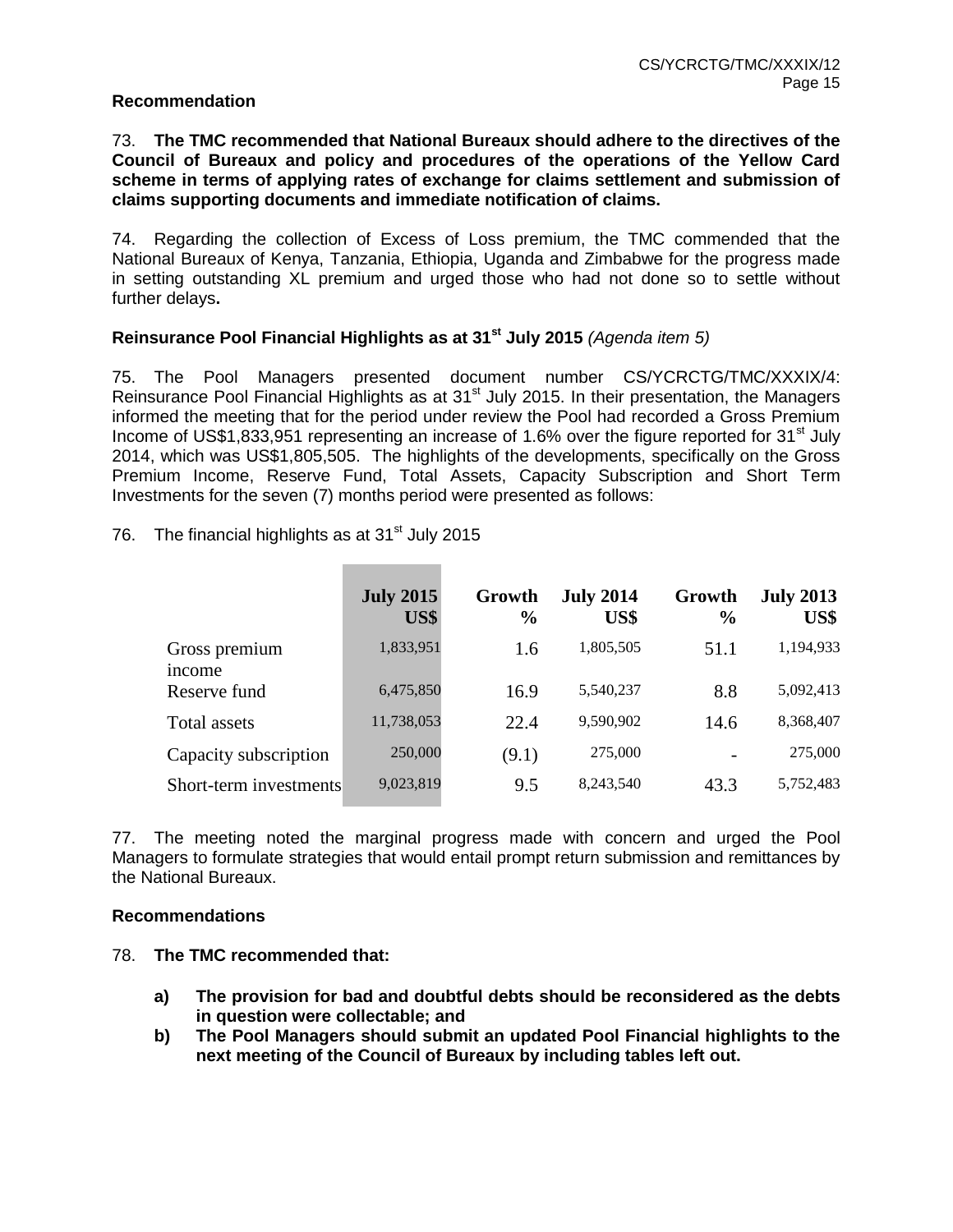**Recommendation**

73. **The TMC recommended that National Bureaux should adhere to the directives of the Council of Bureaux and policy and procedures of the operations of the Yellow Card scheme in terms of applying rates of exchange for claims settlement and submission of claims supporting documents and immediate notification of claims.**

74. Regarding the collection of Excess of Loss premium, the TMC commended that the National Bureaux of Kenya, Tanzania, Ethiopia, Uganda and Zimbabwe for the progress made in setting outstanding XL premium and urged those who had not done so to settle without further delays**.**

**Reinsurance Pool Financial Highlights as at 31st July 2015** *(Agenda item 5)*

75. The Pool Managers presented document number CS/YCRCTG/TMC/XXXIX/4: Reinsurance Pool Financial Highlights as at 31st July 2015. In their presentation, the Managers informed the meeting that for the period under review the Pool had recorded a Gross Premium Income of US$1,833,951 representing an increase of 1.6% over the figure reported for 31st July 2014, which was US$1,805,505. The highlights of the developments, specifically on the Gross Premium Income, Reserve Fund, Total Assets, Capacity Subscription and Short Term Investments for the seven (7) months period were presented as follows:

76. The financial highlights as at 31st July 2015

| | July 2015 US$ | Growth % | July 2014 US$ | Growth % | July 2013 US$ |
|---|---|---|---|---|---|
| Gross premium income | 1,833,951 | 1.6 | 1,805,505 | 51.1 | 1,194,933 |
| Reserve fund | 6,475,850 | 16.9 | 5,540,237 | 8.8 | 5,092,413 |
| Total assets | 11,738,053 | 22.4 | 9,590,902 | 14.6 | 8,368,407 |
| Capacity subscription | 250,000 | (9.1) | 275,000 | - | 275,000 |
| Short-term investments | 9,023,819 | 9.5 | 8,243,540 | 43.3 | 5,752,483 |

77. The meeting noted the marginal progress made with concern and urged the Pool Managers to formulate strategies that would entail prompt return submission and remittances by the National Bureaux.

**Recommendations**

78. **The TMC recommended that:**

- **a) The provision for bad and doubtful debts should be reconsidered as the debts in question were collectable; and**
- **b) The Pool Managers should submit an updated Pool Financial highlights to the next meeting of the Council of Bureaux by including tables left out.**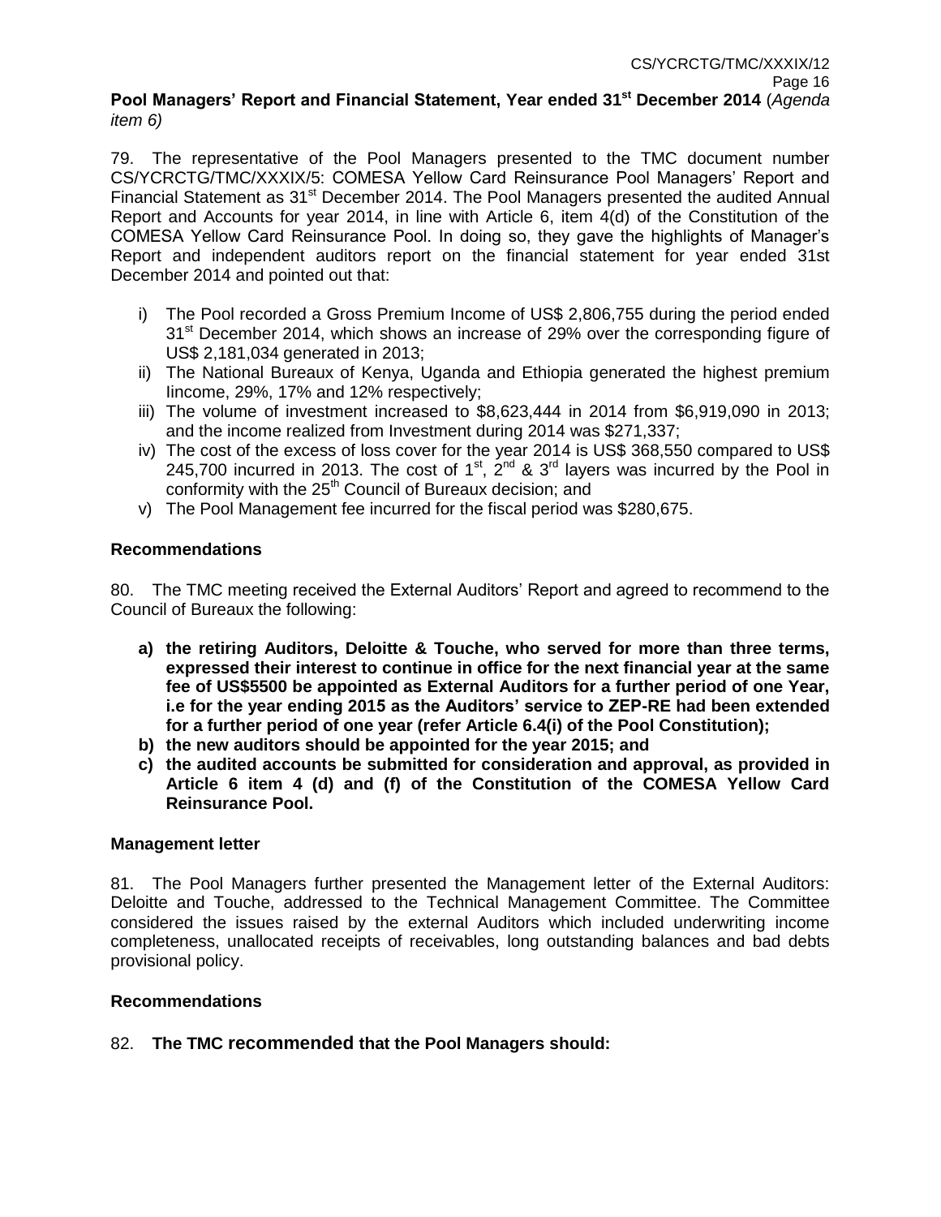**Pool Managers' Report and Financial Statement, Year ended 31st December 2014** (*Agenda item 6)*

79. The representative of the Pool Managers presented to the TMC document number CS/YCRCTG/TMC/XXXIX/5: COMESA Yellow Card Reinsurance Pool Managers' Report and Financial Statement as 31st December 2014. The Pool Managers presented the audited Annual Report and Accounts for year 2014, in line with Article 6, item 4(d) of the Constitution of the COMESA Yellow Card Reinsurance Pool. In doing so, they gave the highlights of Manager's Report and independent auditors report on the financial statement for year ended 31st December 2014 and pointed out that:

i) The Pool recorded a Gross Premium Income of US$ 2,806,755 during the period ended 31st December 2014, which shows an increase of 29% over the corresponding figure of US$ 2,181,034 generated in 2013;
ii) The National Bureaux of Kenya, Uganda and Ethiopia generated the highest premium Iincome, 29%, 17% and 12% respectively;
iii) The volume of investment increased to $8,623,444 in 2014 from $6,919,090 in 2013; and the income realized from Investment during 2014 was $271,337;
iv) The cost of the excess of loss cover for the year 2014 is US$ 368,550 compared to US$ 245,700 incurred in 2013. The cost of 1st, 2nd & 3rd layers was incurred by the Pool in conformity with the 25th Council of Bureaux decision; and
v) The Pool Management fee incurred for the fiscal period was $280,675.

**Recommendations**

80. The TMC meeting received the External Auditors' Report and agreed to recommend to the Council of Bureaux the following:

**a) the retiring Auditors, Deloitte & Touche, who served for more than three terms, expressed their interest to continue in office for the next financial year at the same fee of US$5500 be appointed as External Auditors for a further period of one Year, i.e for the year ending 2015 as the Auditors' service to ZEP-RE had been extended for a further period of one year (refer Article 6.4(i) of the Pool Constitution);**
**b) the new auditors should be appointed for the year 2015; and**
**c) the audited accounts be submitted for consideration and approval, as provided in Article 6 item 4 (d) and (f) of the Constitution of the COMESA Yellow Card Reinsurance Pool.**

**Management letter**

81. The Pool Managers further presented the Management letter of the External Auditors: Deloitte and Touche, addressed to the Technical Management Committee. The Committee considered the issues raised by the external Auditors which included underwriting income completeness, unallocated receipts of receivables, long outstanding balances and bad debts provisional policy.

**Recommendations**

82. **The TMC recommended that the Pool Managers should:**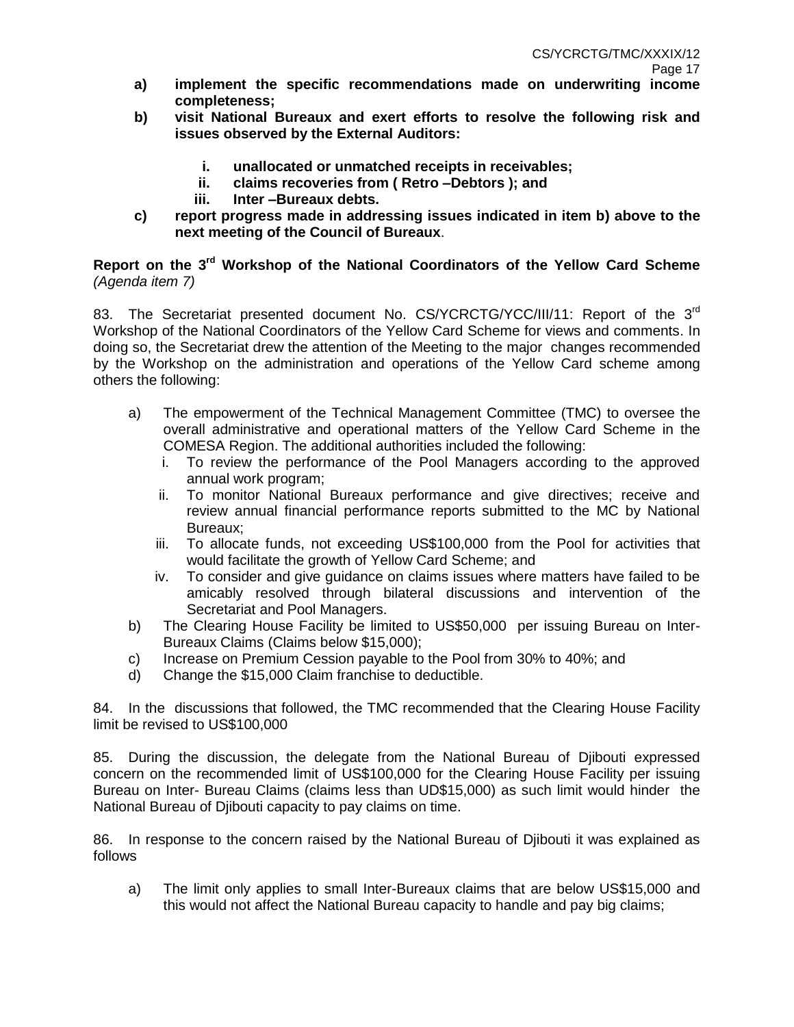**a) implement the specific recommendations made on underwriting income completeness;**

**b) visit National Bureaux and exert efforts to resolve the following risk and issues observed by the External Auditors:**

**i. unallocated or unmatched receipts in receivables;**

**ii. claims recoveries from ( Retro –Debtors ); and**

**iii. Inter –Bureaux debts.**

**c) report progress made in addressing issues indicated in item b) above to the next meeting of the Council of Bureaux**.

**Report on the 3rd Workshop of the National Coordinators of the Yellow Card Scheme** *(Agenda item 7)*

83. The Secretariat presented document No. CS/YCRCTG/YCC/III/11: Report of the 3rd Workshop of the National Coordinators of the Yellow Card Scheme for views and comments. In doing so, the Secretariat drew the attention of the Meeting to the major changes recommended by the Workshop on the administration and operations of the Yellow Card scheme among others the following:

a) The empowerment of the Technical Management Committee (TMC) to oversee the overall administrative and operational matters of the Yellow Card Scheme in the COMESA Region. The additional authorities included the following:
   i. To review the performance of the Pool Managers according to the approved annual work program;
   ii. To monitor National Bureaux performance and give directives; receive and review annual financial performance reports submitted to the MC by National Bureaux;
   iii. To allocate funds, not exceeding US$100,000 from the Pool for activities that would facilitate the growth of Yellow Card Scheme; and
   iv. To consider and give guidance on claims issues where matters have failed to be amicably resolved through bilateral discussions and intervention of the Secretariat and Pool Managers.

b) The Clearing House Facility be limited to US$50,000 per issuing Bureau on Inter-Bureaux Claims (Claims below $15,000);

c) Increase on Premium Cession payable to the Pool from 30% to 40%; and

d) Change the $15,000 Claim franchise to deductible.

84. In the discussions that followed, the TMC recommended that the Clearing House Facility limit be revised to US$100,000

85. During the discussion, the delegate from the National Bureau of Djibouti expressed concern on the recommended limit of US$100,000 for the Clearing House Facility per issuing Bureau on Inter- Bureau Claims (claims less than UD$15,000) as such limit would hinder the National Bureau of Djibouti capacity to pay claims on time.

86. In response to the concern raised by the National Bureau of Djibouti it was explained as follows

a) The limit only applies to small Inter-Bureaux claims that are below US$15,000 and this would not affect the National Bureau capacity to handle and pay big claims;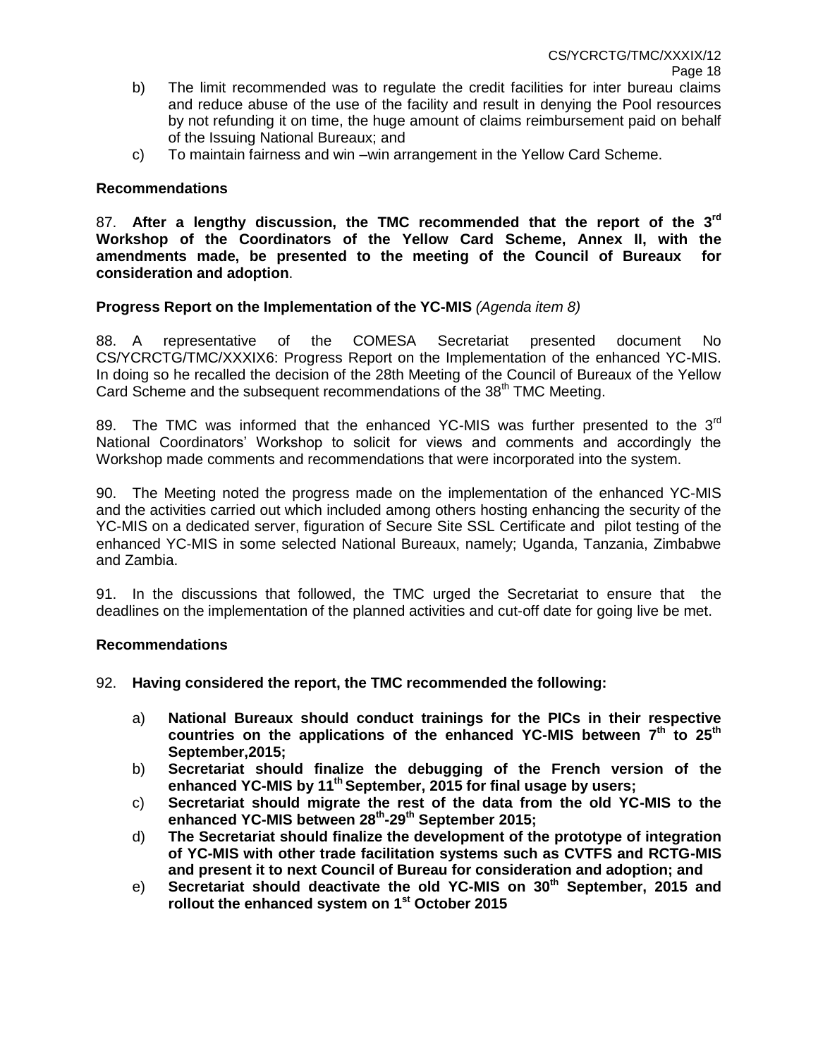b) The limit recommended was to regulate the credit facilities for inter bureau claims and reduce abuse of the use of the facility and result in denying the Pool resources by not refunding it on time, the huge amount of claims reimbursement paid on behalf of the Issuing National Bureaux; and

c) To maintain fairness and win –win arrangement in the Yellow Card Scheme.

**Recommendations**

87. **After a lengthy discussion, the TMC recommended that the report of the 3rd Workshop of the Coordinators of the Yellow Card Scheme, Annex II, with the amendments made, be presented to the meeting of the Council of Bureaux for consideration and adoption**.

**Progress Report on the Implementation of the YC-MIS** *(Agenda item 8)*

88. A representative of the COMESA Secretariat presented document No CS/YCRCTG/TMC/XXXIX6: Progress Report on the Implementation of the enhanced YC-MIS. In doing so he recalled the decision of the 28th Meeting of the Council of Bureaux of the Yellow Card Scheme and the subsequent recommendations of the 38th TMC Meeting.

89. The TMC was informed that the enhanced YC-MIS was further presented to the 3rd National Coordinators' Workshop to solicit for views and comments and accordingly the Workshop made comments and recommendations that were incorporated into the system.

90. The Meeting noted the progress made on the implementation of the enhanced YC-MIS and the activities carried out which included among others hosting enhancing the security of the YC-MIS on a dedicated server, figuration of Secure Site SSL Certificate and pilot testing of the enhanced YC-MIS in some selected National Bureaux, namely; Uganda, Tanzania, Zimbabwe and Zambia.

91. In the discussions that followed, the TMC urged the Secretariat to ensure that the deadlines on the implementation of the planned activities and cut-off date for going live be met.

**Recommendations**

92. **Having considered the report, the TMC recommended the following:**

a) **National Bureaux should conduct trainings for the PICs in their respective countries on the applications of the enhanced YC-MIS between 7th to 25th September,2015;**

b) **Secretariat should finalize the debugging of the French version of the enhanced YC-MIS by 11th September, 2015 for final usage by users;**

c) **Secretariat should migrate the rest of the data from the old YC-MIS to the enhanced YC-MIS between 28th-29th September 2015;**

d) **The Secretariat should finalize the development of the prototype of integration of YC-MIS with other trade facilitation systems such as CVTFS and RCTG-MIS and present it to next Council of Bureau for consideration and adoption; and**

e) **Secretariat should deactivate the old YC-MIS on 30th September, 2015 and rollout the enhanced system on 1st October 2015**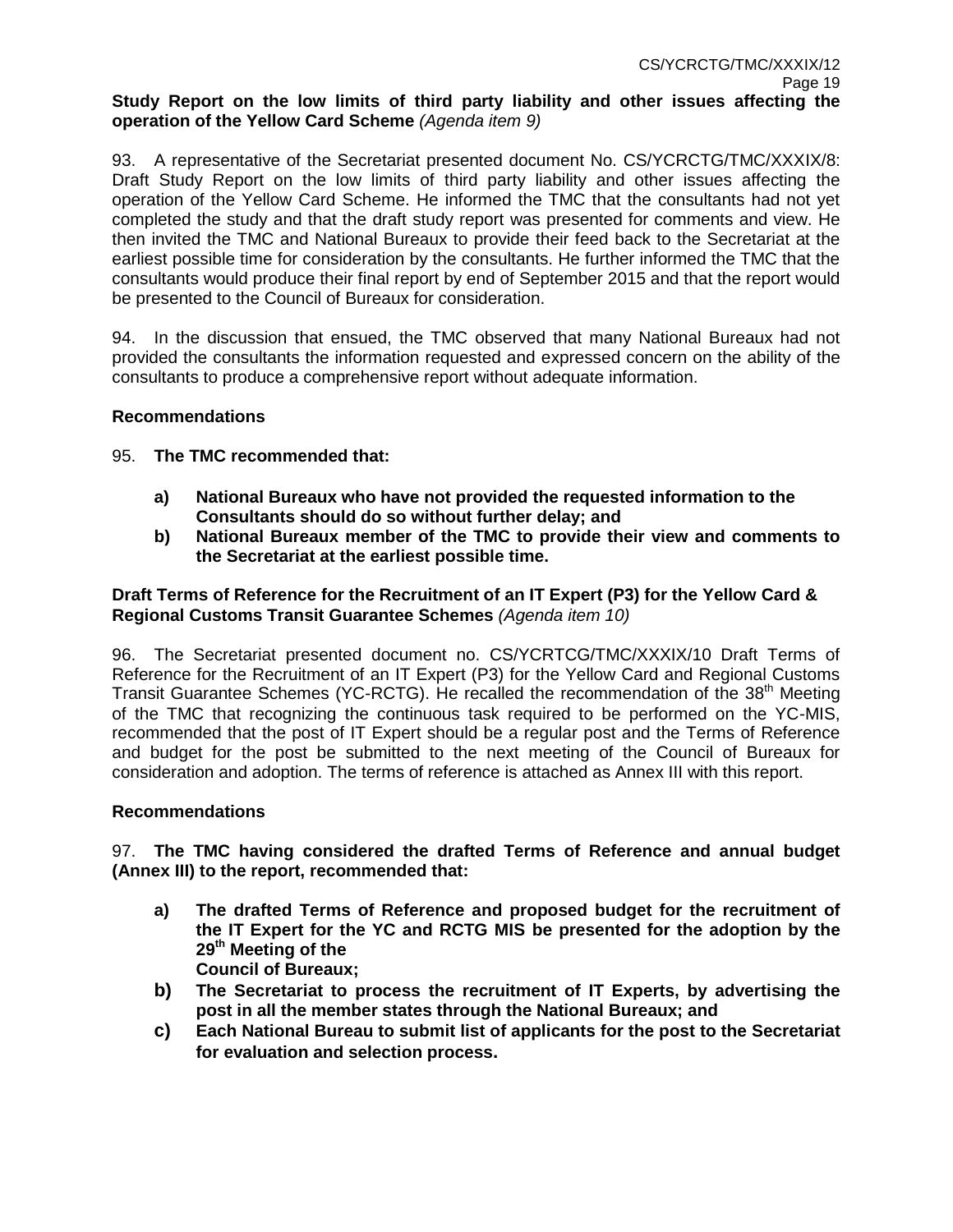**Study Report on the low limits of third party liability and other issues affecting the operation of the Yellow Card Scheme** *(Agenda item 9)*

93. A representative of the Secretariat presented document No. CS/YCRCTG/TMC/XXXIX/8: Draft Study Report on the low limits of third party liability and other issues affecting the operation of the Yellow Card Scheme. He informed the TMC that the consultants had not yet completed the study and that the draft study report was presented for comments and view. He then invited the TMC and National Bureaux to provide their feed back to the Secretariat at the earliest possible time for consideration by the consultants. He further informed the TMC that the consultants would produce their final report by end of September 2015 and that the report would be presented to the Council of Bureaux for consideration.

94. In the discussion that ensued, the TMC observed that many National Bureaux had not provided the consultants the information requested and expressed concern on the ability of the consultants to produce a comprehensive report without adequate information.

**Recommendations**

95. **The TMC recommended that:**

- **a) National Bureaux who have not provided the requested information to the Consultants should do so without further delay; and**
- **b) National Bureaux member of the TMC to provide their view and comments to the Secretariat at the earliest possible time.**

**Draft Terms of Reference for the Recruitment of an IT Expert (P3) for the Yellow Card & Regional Customs Transit Guarantee Schemes** *(Agenda item 10)*

96. The Secretariat presented document no. CS/YCRTCG/TMC/XXXIX/10 Draft Terms of Reference for the Recruitment of an IT Expert (P3) for the Yellow Card and Regional Customs Transit Guarantee Schemes (YC-RCTG). He recalled the recommendation of the 38th Meeting of the TMC that recognizing the continuous task required to be performed on the YC-MIS, recommended that the post of IT Expert should be a regular post and the Terms of Reference and budget for the post be submitted to the next meeting of the Council of Bureaux for consideration and adoption. The terms of reference is attached as Annex III with this report.

**Recommendations**

97. **The TMC having considered the drafted Terms of Reference and annual budget (Annex III) to the report, recommended that:**

- **a) The drafted Terms of Reference and proposed budget for the recruitment of the IT Expert for the YC and RCTG MIS be presented for the adoption by the 29th Meeting of the Council of Bureaux;**
- **b) The Secretariat to process the recruitment of IT Experts, by advertising the post in all the member states through the National Bureaux; and**
- **c) Each National Bureau to submit list of applicants for the post to the Secretariat for evaluation and selection process.**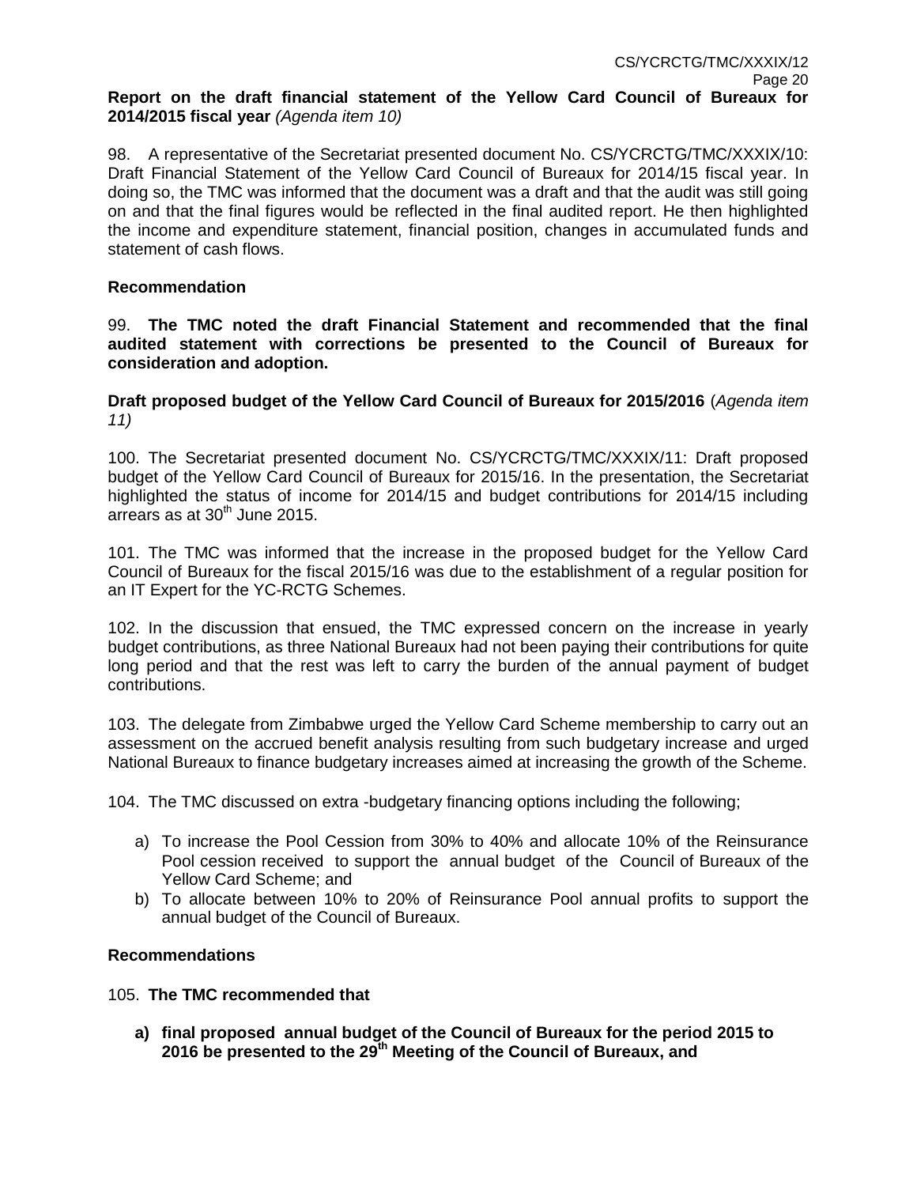**Report on the draft financial statement of the Yellow Card Council of Bureaux for 2014/2015 fiscal year** *(Agenda item 10)*

98. A representative of the Secretariat presented document No. CS/YCRCTG/TMC/XXXIX/10: Draft Financial Statement of the Yellow Card Council of Bureaux for 2014/15 fiscal year. In doing so, the TMC was informed that the document was a draft and that the audit was still going on and that the final figures would be reflected in the final audited report. He then highlighted the income and expenditure statement, financial position, changes in accumulated funds and statement of cash flows.

**Recommendation**

99. **The TMC noted the draft Financial Statement and recommended that the final audited statement with corrections be presented to the Council of Bureaux for consideration and adoption.**

**Draft proposed budget of the Yellow Card Council of Bureaux for 2015/2016** (*Agenda item 11)*

100. The Secretariat presented document No. CS/YCRCTG/TMC/XXXIX/11: Draft proposed budget of the Yellow Card Council of Bureaux for 2015/16. In the presentation, the Secretariat highlighted the status of income for 2014/15 and budget contributions for 2014/15 including arrears as at 30th June 2015.

101. The TMC was informed that the increase in the proposed budget for the Yellow Card Council of Bureaux for the fiscal 2015/16 was due to the establishment of a regular position for an IT Expert for the YC-RCTG Schemes.

102. In the discussion that ensued, the TMC expressed concern on the increase in yearly budget contributions, as three National Bureaux had not been paying their contributions for quite long period and that the rest was left to carry the burden of the annual payment of budget contributions.

103. The delegate from Zimbabwe urged the Yellow Card Scheme membership to carry out an assessment on the accrued benefit analysis resulting from such budgetary increase and urged National Bureaux to finance budgetary increases aimed at increasing the growth of the Scheme.

104. The TMC discussed on extra -budgetary financing options including the following;

a) To increase the Pool Cession from 30% to 40% and allocate 10% of the Reinsurance Pool cession received to support the annual budget of the Council of Bureaux of the Yellow Card Scheme; and
b) To allocate between 10% to 20% of Reinsurance Pool annual profits to support the annual budget of the Council of Bureaux.

**Recommendations**

105. **The TMC recommended that**

**a) final proposed annual budget of the Council of Bureaux for the period 2015 to 2016 be presented to the 29th Meeting of the Council of Bureaux, and**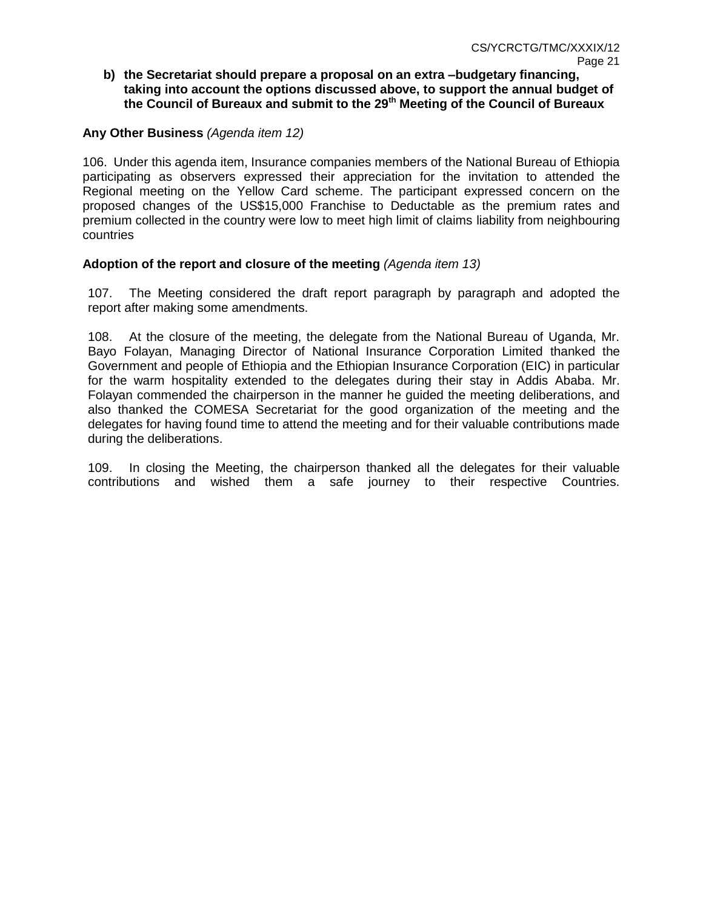**b) the Secretariat should prepare a proposal on an extra –budgetary financing, taking into account the options discussed above, to support the annual budget of the Council of Bureaux and submit to the 29th Meeting of the Council of Bureaux**

**Any Other Business** *(Agenda item 12)*

106. Under this agenda item, Insurance companies members of the National Bureau of Ethiopia participating as observers expressed their appreciation for the invitation to attended the Regional meeting on the Yellow Card scheme. The participant expressed concern on the proposed changes of the US$15,000 Franchise to Deductable as the premium rates and premium collected in the country were low to meet high limit of claims liability from neighbouring countries

**Adoption of the report and closure of the meeting** *(Agenda item 13)*

107. The Meeting considered the draft report paragraph by paragraph and adopted the report after making some amendments.

108. At the closure of the meeting, the delegate from the National Bureau of Uganda, Mr. Bayo Folayan, Managing Director of National Insurance Corporation Limited thanked the Government and people of Ethiopia and the Ethiopian Insurance Corporation (EIC) in particular for the warm hospitality extended to the delegates during their stay in Addis Ababa. Mr. Folayan commended the chairperson in the manner he guided the meeting deliberations, and also thanked the COMESA Secretariat for the good organization of the meeting and the delegates for having found time to attend the meeting and for their valuable contributions made during the deliberations.

109. In closing the Meeting, the chairperson thanked all the delegates for their valuable contributions and wished them a safe journey to their respective Countries.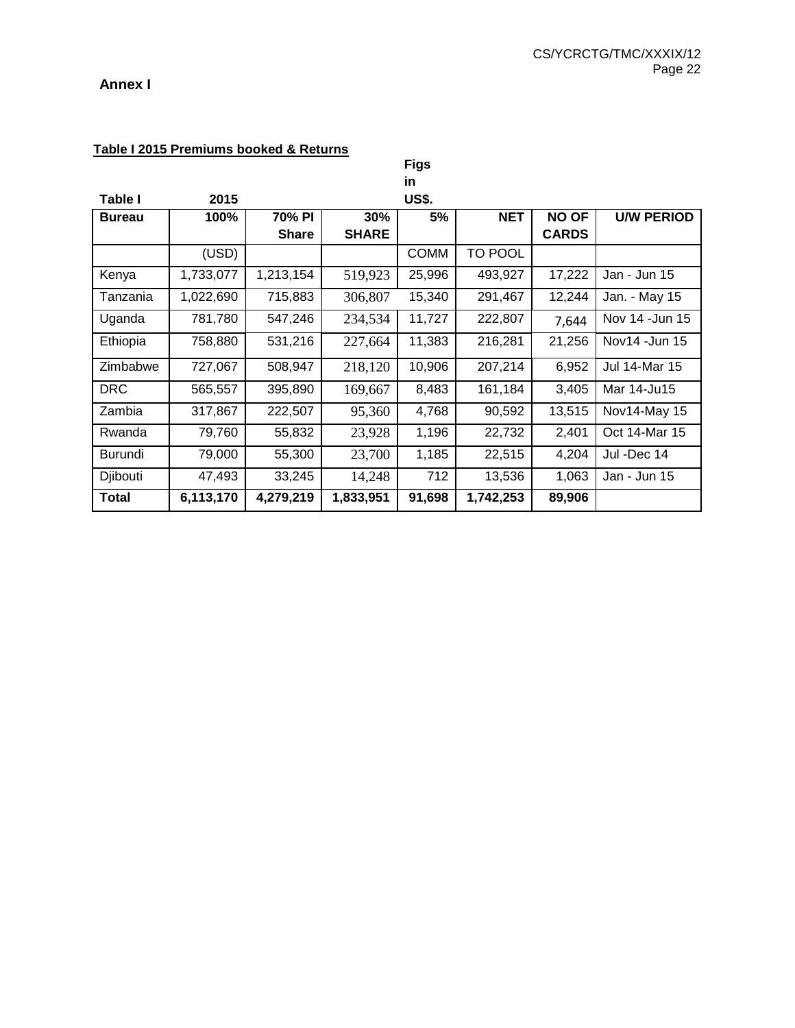**Annex I**

**Table I 2015 Premiums booked & Returns**

| Table I | 2015 | | | Figs in US$. | | | |
|---|---|---|---|---|---|---|---|
| **Bureau** | **100%** | **70% PI Share** | **30% SHARE** | **5%** | **NET** | **NO OF CARDS** | **U/W PERIOD** |
| | (USD) | | | COMM | TO POOL | | |
| Kenya | 1,733,077 | 1,213,154 | 519,923 | 25,996 | 493,927 | 17,222 | Jan - Jun 15 |
| Tanzania | 1,022,690 | 715,883 | 306,807 | 15,340 | 291,467 | 12,244 | Jan. - May 15 |
| Uganda | 781,780 | 547,246 | 234,534 | 11,727 | 222,807 | 7,644 | Nov 14 -Jun 15 |
| Ethiopia | 758,880 | 531,216 | 227,664 | 11,383 | 216,281 | 21,256 | Nov14 -Jun 15 |
| Zimbabwe | 727,067 | 508,947 | 218,120 | 10,906 | 207,214 | 6,952 | Jul 14-Mar 15 |
| DRC | 565,557 | 395,890 | 169,667 | 8,483 | 161,184 | 3,405 | Mar 14-Ju15 |
| Zambia | 317,867 | 222,507 | 95,360 | 4,768 | 90,592 | 13,515 | Nov14-May 15 |
| Rwanda | 79,760 | 55,832 | 23,928 | 1,196 | 22,732 | 2,401 | Oct 14-Mar 15 |
| Burundi | 79,000 | 55,300 | 23,700 | 1,185 | 22,515 | 4,204 | Jul -Dec 14 |
| Djibouti | 47,493 | 33,245 | 14,248 | 712 | 13,536 | 1,063 | Jan - Jun 15 |
| **Total** | **6,113,170** | **4,279,219** | **1,833,951** | **91,698** | **1,742,253** | **89,906** | |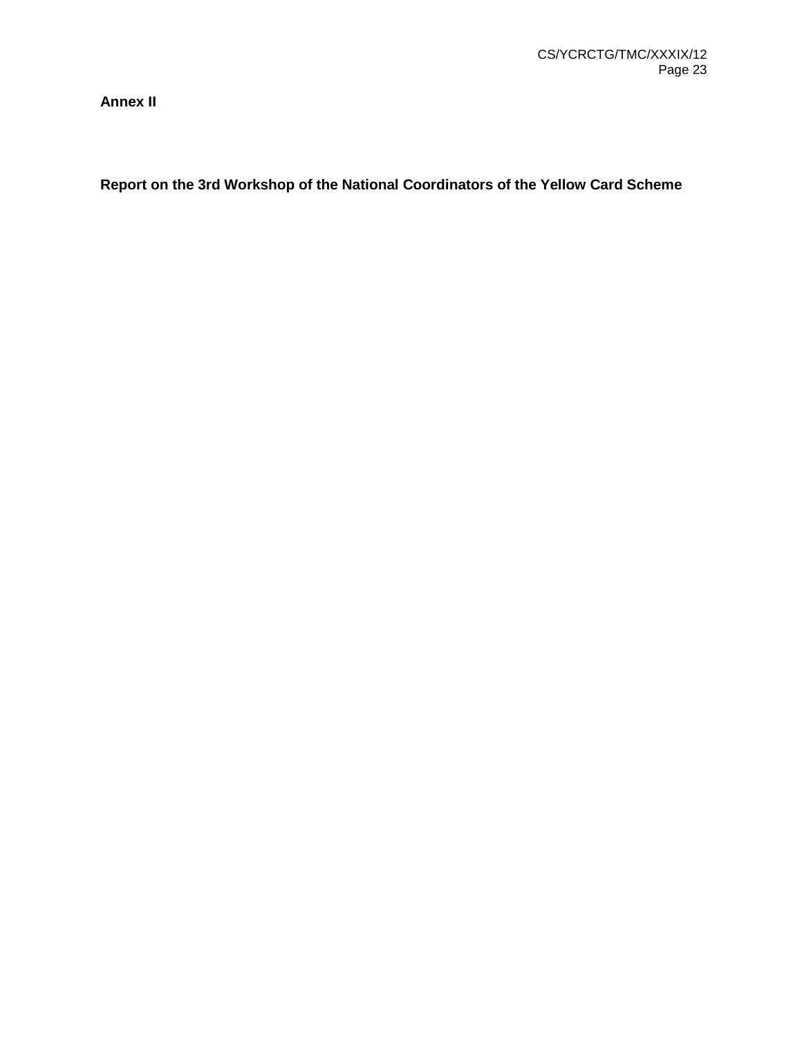**Annex II**

**Report on the 3rd Workshop of the National Coordinators of the Yellow Card Scheme**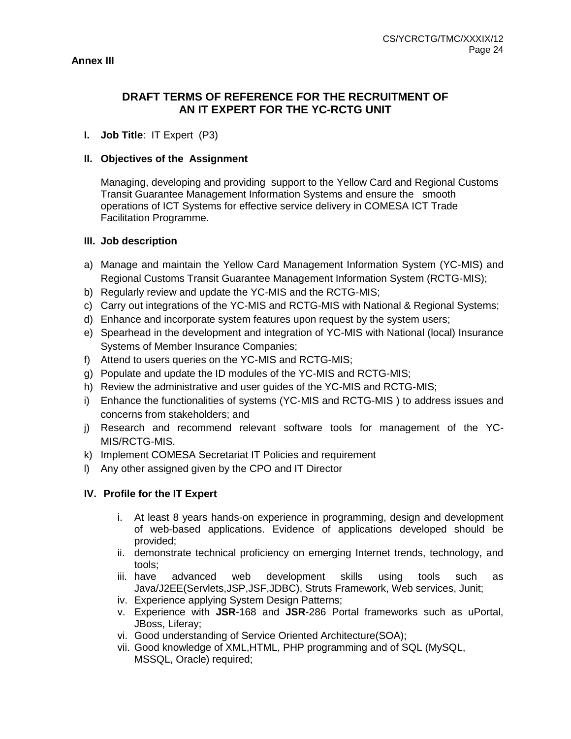**Annex III**

## DRAFT TERMS OF REFERENCE FOR THE RECRUITMENT OF AN IT EXPERT FOR THE YC-RCTG UNIT

**I. Job Title**: IT Expert (P3)

**II. Objectives of the Assignment**

Managing, developing and providing support to the Yellow Card and Regional Customs Transit Guarantee Management Information Systems and ensure the smooth operations of ICT Systems for effective service delivery in COMESA ICT Trade Facilitation Programme.

**III. Job description**

a) Manage and maintain the Yellow Card Management Information System (YC-MIS) and Regional Customs Transit Guarantee Management Information System (RCTG-MIS);
b) Regularly review and update the YC-MIS and the RCTG-MIS;
c) Carry out integrations of the YC-MIS and RCTG-MIS with National & Regional Systems;
d) Enhance and incorporate system features upon request by the system users;
e) Spearhead in the development and integration of YC-MIS with National (local) Insurance Systems of Member Insurance Companies;
f) Attend to users queries on the YC-MIS and RCTG-MIS;
g) Populate and update the ID modules of the YC-MIS and RCTG-MIS;
h) Review the administrative and user guides of the YC-MIS and RCTG-MIS;
i) Enhance the functionalities of systems (YC-MIS and RCTG-MIS ) to address issues and concerns from stakeholders; and
j) Research and recommend relevant software tools for management of the YC-MIS/RCTG-MIS.
k) Implement COMESA Secretariat IT Policies and requirement
l) Any other assigned given by the CPO and IT Director

**IV. Profile for the IT Expert**

i. At least 8 years hands-on experience in programming, design and development of web-based applications. Evidence of applications developed should be provided;
ii. demonstrate technical proficiency on emerging Internet trends, technology, and tools;
iii. have advanced web development skills using tools such as Java/J2EE(Servlets,JSP,JSF,JDBC), Struts Framework, Web services, Junit;
iv. Experience applying System Design Patterns;
v. Experience with **JSR**-168 and **JSR**-286 Portal frameworks such as uPortal, JBoss, Liferay;
vi. Good understanding of Service Oriented Architecture(SOA);
vii. Good knowledge of XML,HTML, PHP programming and of SQL (MySQL, MSSQL, Oracle) required;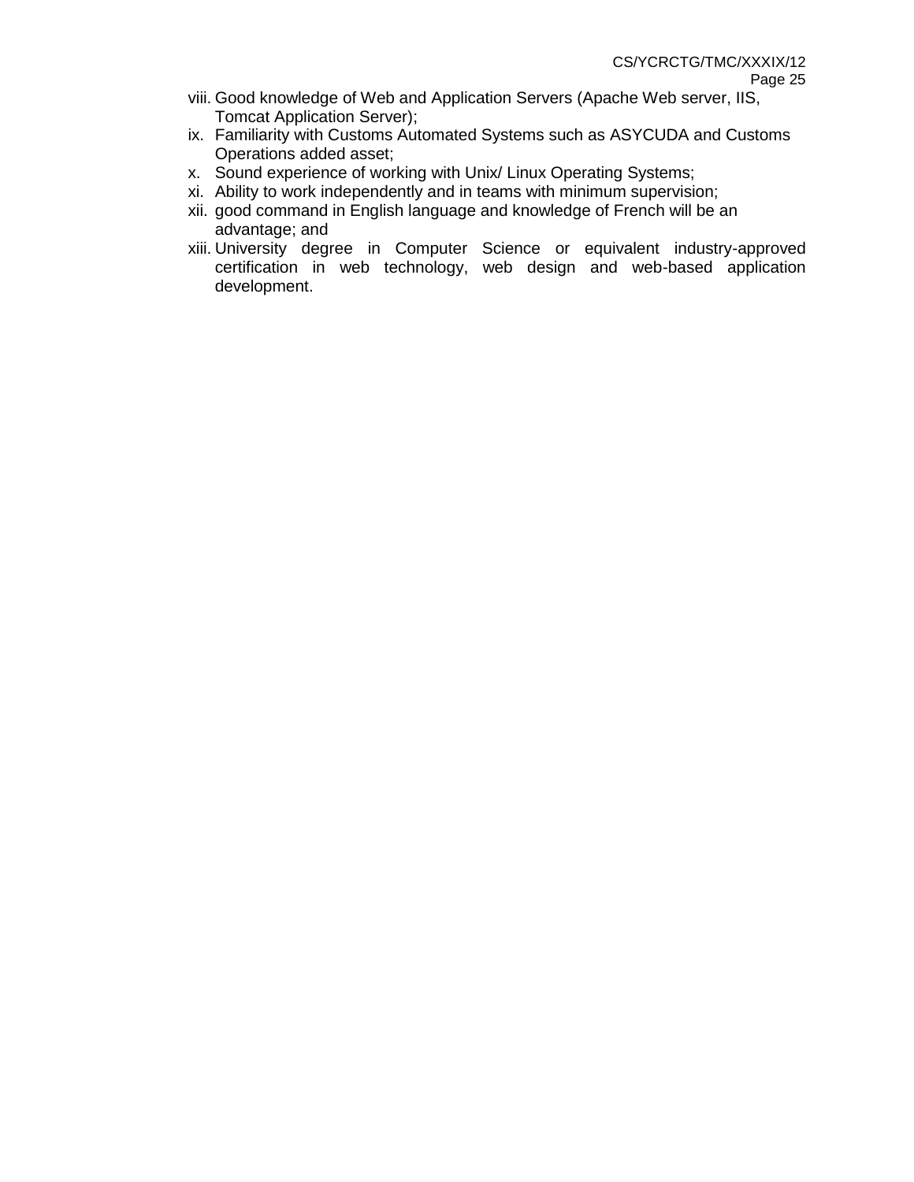viii. Good knowledge of Web and Application Servers (Apache Web server, IIS, Tomcat Application Server);
ix. Familiarity with Customs Automated Systems such as ASYCUDA and Customs Operations added asset;
x. Sound experience of working with Unix/ Linux Operating Systems;
xi. Ability to work independently and in teams with minimum supervision;
xii. good command in English language and knowledge of French will be an advantage; and
xiii. University degree in Computer Science or equivalent industry-approved certification in web technology, web design and web-based application development.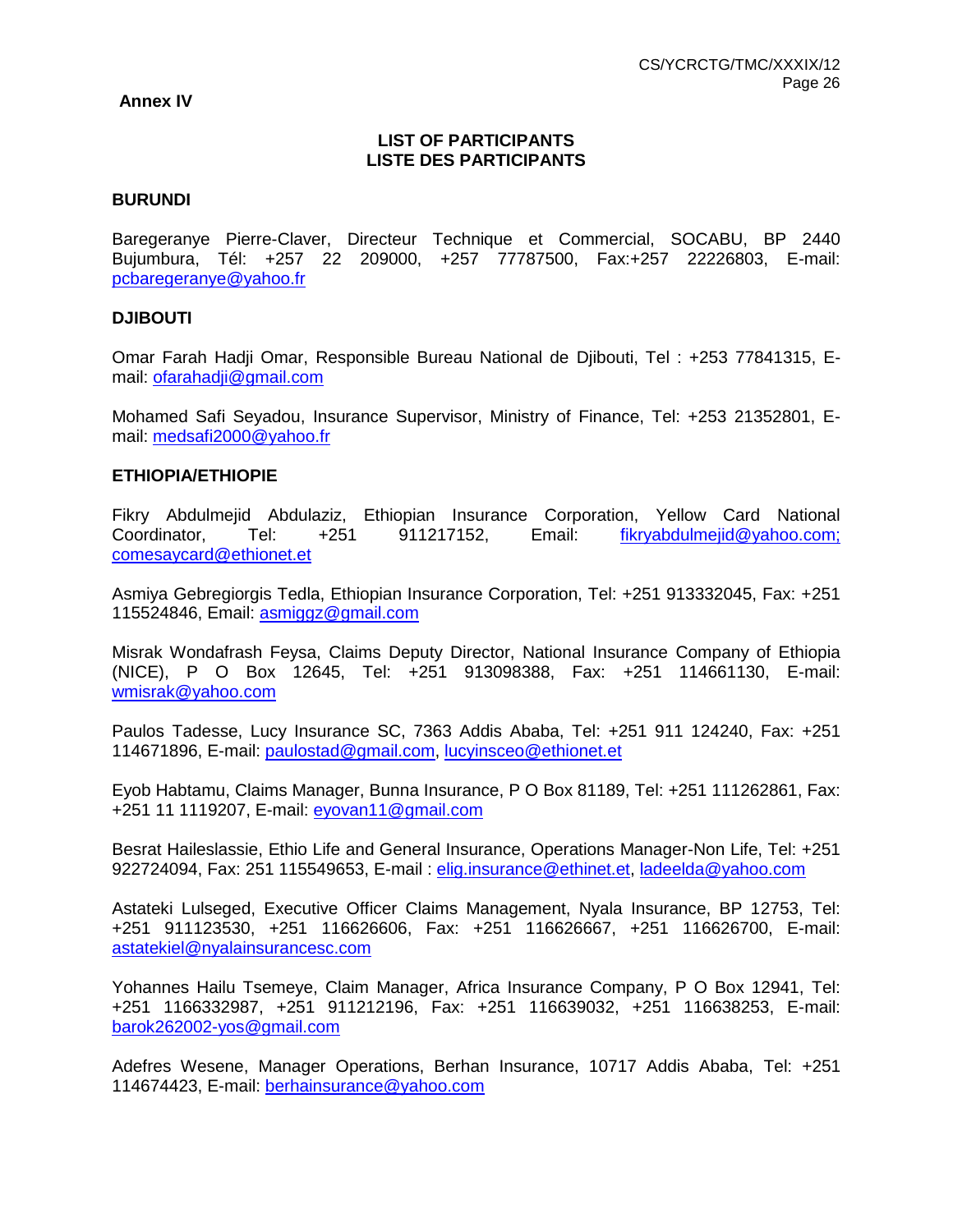**Annex IV**

**LIST OF PARTICIPANTS**
**LISTE DES PARTICIPANTS**

**BURUNDI**

Baregeranye Pierre-Claver, Directeur Technique et Commercial, SOCABU, BP 2440 Bujumbura, Tél: +257 22 209000, +257 77787500, Fax:+257 22226803, E-mail: pcbaregeranye@yahoo.fr

**DJIBOUTI**

Omar Farah Hadji Omar, Responsible Bureau National de Djibouti, Tel : +253 77841315, E-mail: ofarahadji@gmail.com

Mohamed Safi Seyadou, Insurance Supervisor, Ministry of Finance, Tel: +253 21352801, E-mail: medsafi2000@yahoo.fr

**ETHIOPIA/ETHIOPIE**

Fikry Abdulmejid Abdulaziz, Ethiopian Insurance Corporation, Yellow Card National Coordinator, Tel: +251 911217152, Email: fikryabdulmejid@yahoo.com; comesaycard@ethionet.et

Asmiya Gebregiorgis Tedla, Ethiopian Insurance Corporation, Tel: +251 913332045, Fax: +251 115524846, Email: asmiggz@gmail.com

Misrak Wondafrash Feysa, Claims Deputy Director, National Insurance Company of Ethiopia (NICE), P O Box 12645, Tel: +251 913098388, Fax: +251 114661130, E-mail: wmisrak@yahoo.com

Paulos Tadesse, Lucy Insurance SC, 7363 Addis Ababa, Tel: +251 911 124240, Fax: +251 114671896, E-mail: paulostad@gmail.com, lucyinsceo@ethionet.et

Eyob Habtamu, Claims Manager, Bunna Insurance, P O Box 81189, Tel: +251 111262861, Fax: +251 11 1119207, E-mail: eyovan11@gmail.com

Besrat Haileslassie, Ethio Life and General Insurance, Operations Manager-Non Life, Tel: +251 922724094, Fax: 251 115549653, E-mail : elig.insurance@ethinet.et, ladeelda@yahoo.com

Astateki Lulseged, Executive Officer Claims Management, Nyala Insurance, BP 12753, Tel: +251 911123530, +251 116626606, Fax: +251 116626667, +251 116626700, E-mail: astatekiel@nyalainsurancesc.com

Yohannes Hailu Tsemeye, Claim Manager, Africa Insurance Company, P O Box 12941, Tel: +251 1166332987, +251 911212196, Fax: +251 116639032, +251 116638253, E-mail: barok262002-yos@gmail.com

Adefres Wesene, Manager Operations, Berhan Insurance, 10717 Addis Ababa, Tel: +251 114674423, E-mail: berhainsurance@yahoo.com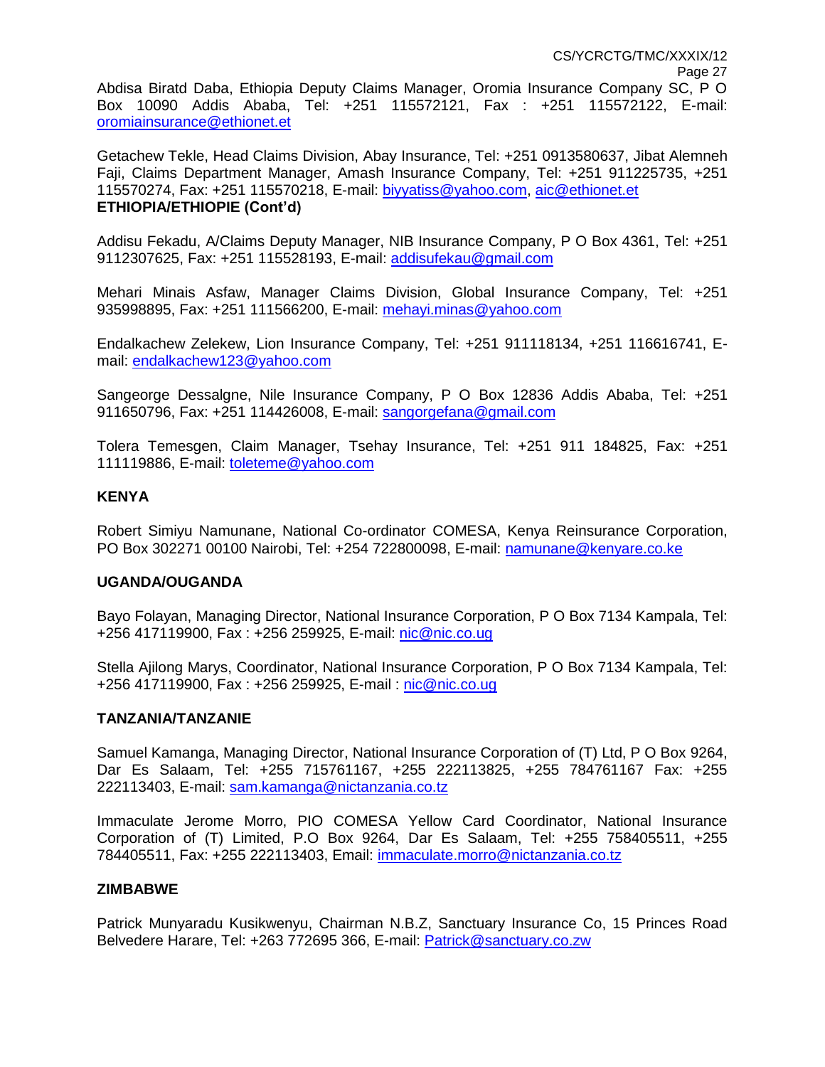Abdisa Biratd Daba, Ethiopia Deputy Claims Manager, Oromia Insurance Company SC, P O Box 10090 Addis Ababa, Tel: +251 115572121, Fax : +251 115572122, E-mail: oromiainsurance@ethionet.et

Getachew Tekle, Head Claims Division, Abay Insurance, Tel: +251 0913580637, Jibat Alemneh Faji, Claims Department Manager, Amash Insurance Company, Tel: +251 911225735, +251 115570274, Fax: +251 115570218, E-mail: biyyatiss@yahoo.com, aic@ethionet.et

**ETHIOPIA/ETHIOPIE (Cont'd)**

Addisu Fekadu, A/Claims Deputy Manager, NIB Insurance Company, P O Box 4361, Tel: +251 9112307625, Fax: +251 115528193, E-mail: addisufekau@gmail.com

Mehari Minais Asfaw, Manager Claims Division, Global Insurance Company, Tel: +251 935998895, Fax: +251 111566200, E-mail: mehayi.minas@yahoo.com

Endalkachew Zelekew, Lion Insurance Company, Tel: +251 911118134, +251 116616741, E-mail: endalkachew123@yahoo.com

Sangeorge Dessalgne, Nile Insurance Company, P O Box 12836 Addis Ababa, Tel: +251 911650796, Fax: +251 114426008, E-mail: sangorgefana@gmail.com

Tolera Temesgen, Claim Manager, Tsehay Insurance, Tel: +251 911 184825, Fax: +251 111119886, E-mail: toleteme@yahoo.com

**KENYA**

Robert Simiyu Namunane, National Co-ordinator COMESA, Kenya Reinsurance Corporation, PO Box 302271 00100 Nairobi, Tel: +254 722800098, E-mail: namunane@kenyare.co.ke

**UGANDA/OUGANDA**

Bayo Folayan, Managing Director, National Insurance Corporation, P O Box 7134 Kampala, Tel: +256 417119900, Fax : +256 259925, E-mail: nic@nic.co.ug

Stella Ajilong Marys, Coordinator, National Insurance Corporation, P O Box 7134 Kampala, Tel: +256 417119900, Fax : +256 259925, E-mail : nic@nic.co.ug

**TANZANIA/TANZANIE**

Samuel Kamanga, Managing Director, National Insurance Corporation of (T) Ltd, P O Box 9264, Dar Es Salaam, Tel: +255 715761167, +255 222113825, +255 784761167 Fax: +255 222113403, E-mail: sam.kamanga@nictanzania.co.tz

Immaculate Jerome Morro, PIO COMESA Yellow Card Coordinator, National Insurance Corporation of (T) Limited, P.O Box 9264, Dar Es Salaam, Tel: +255 758405511, +255 784405511, Fax: +255 222113403, Email: immaculate.morro@nictanzania.co.tz

**ZIMBABWE**

Patrick Munyaradu Kusikwenyu, Chairman N.B.Z, Sanctuary Insurance Co, 15 Princes Road Belvedere Harare, Tel: +263 772695 366, E-mail: Patrick@sanctuary.co.zw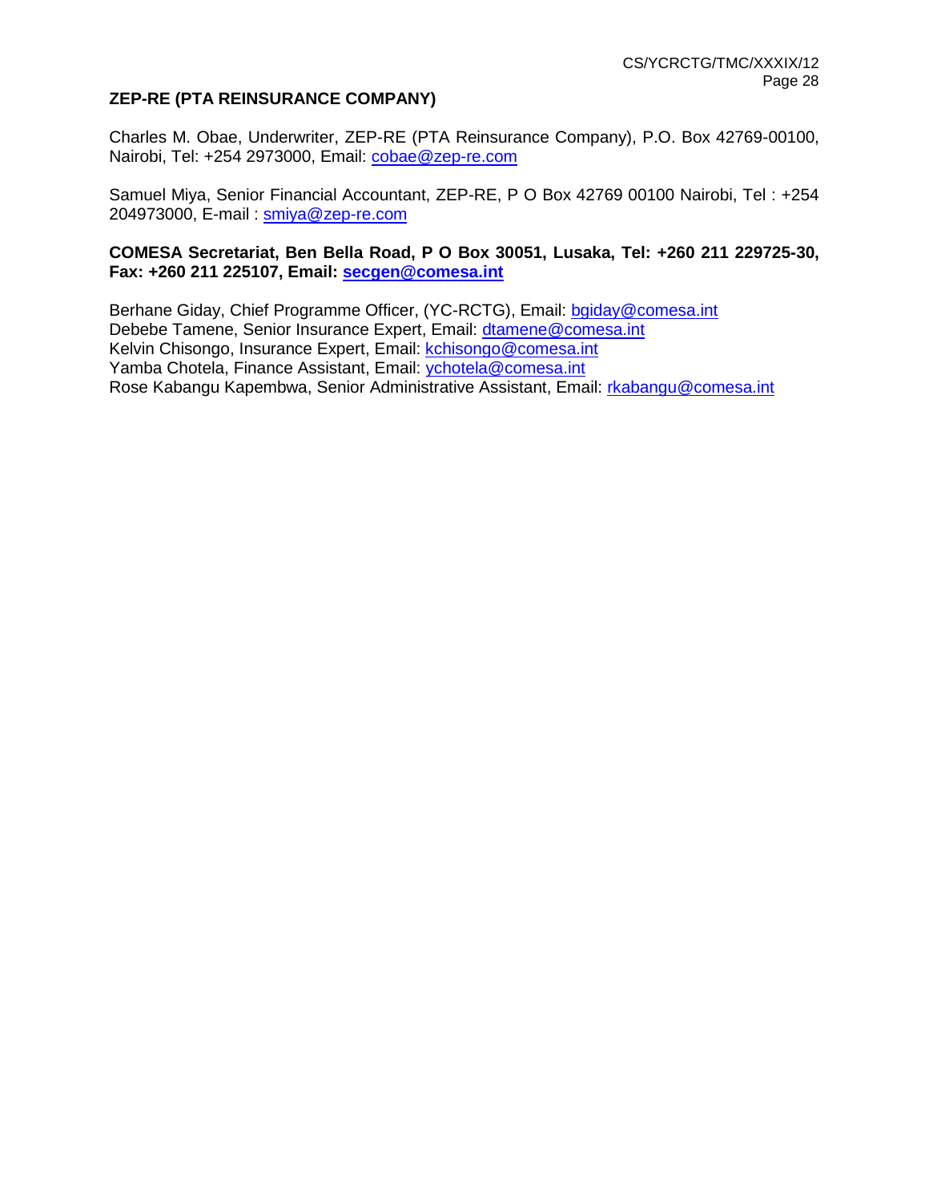**ZEP-RE (PTA REINSURANCE COMPANY)**

Charles M. Obae, Underwriter, ZEP-RE (PTA Reinsurance Company), P.O. Box 42769-00100, Nairobi, Tel: +254 2973000, Email: cobae@zep-re.com

Samuel Miya, Senior Financial Accountant, ZEP-RE, P O Box 42769 00100 Nairobi, Tel : +254 204973000, E-mail : smiya@zep-re.com

**COMESA Secretariat, Ben Bella Road, P O Box 30051, Lusaka, Tel: +260 211 229725-30, Fax: +260 211 225107, Email: secgen@comesa.int**

Berhane Giday, Chief Programme Officer, (YC-RCTG), Email: bgiday@comesa.int
Debebe Tamene, Senior Insurance Expert, Email: dtamene@comesa.int
Kelvin Chisongo, Insurance Expert, Email: kchisongo@comesa.int
Yamba Chotela, Finance Assistant, Email: ychotela@comesa.int
Rose Kabangu Kapembwa, Senior Administrative Assistant, Email: rkabangu@comesa.int